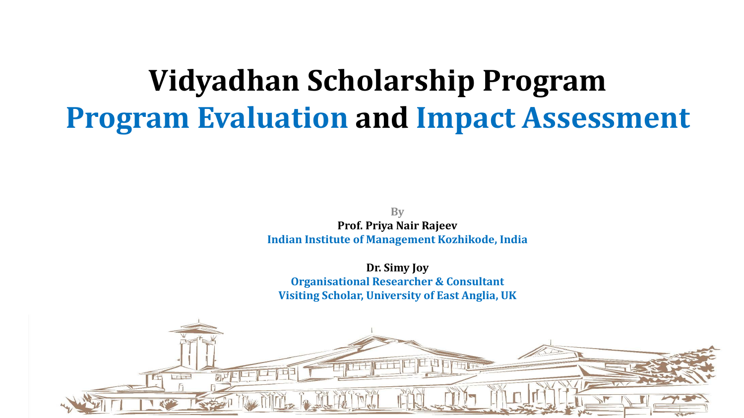# Vidyadhan Scholarship Program

# Program Evaluation and Impact Assessment

By

**Prof. Priya Nair Rajeev**

**Indian Institute of Management Kozhikode, India**

**Dr. Simy Joy**

**Organisational Researcher & Consultant**

**Visiting Scholar, University of East Anglia, UK**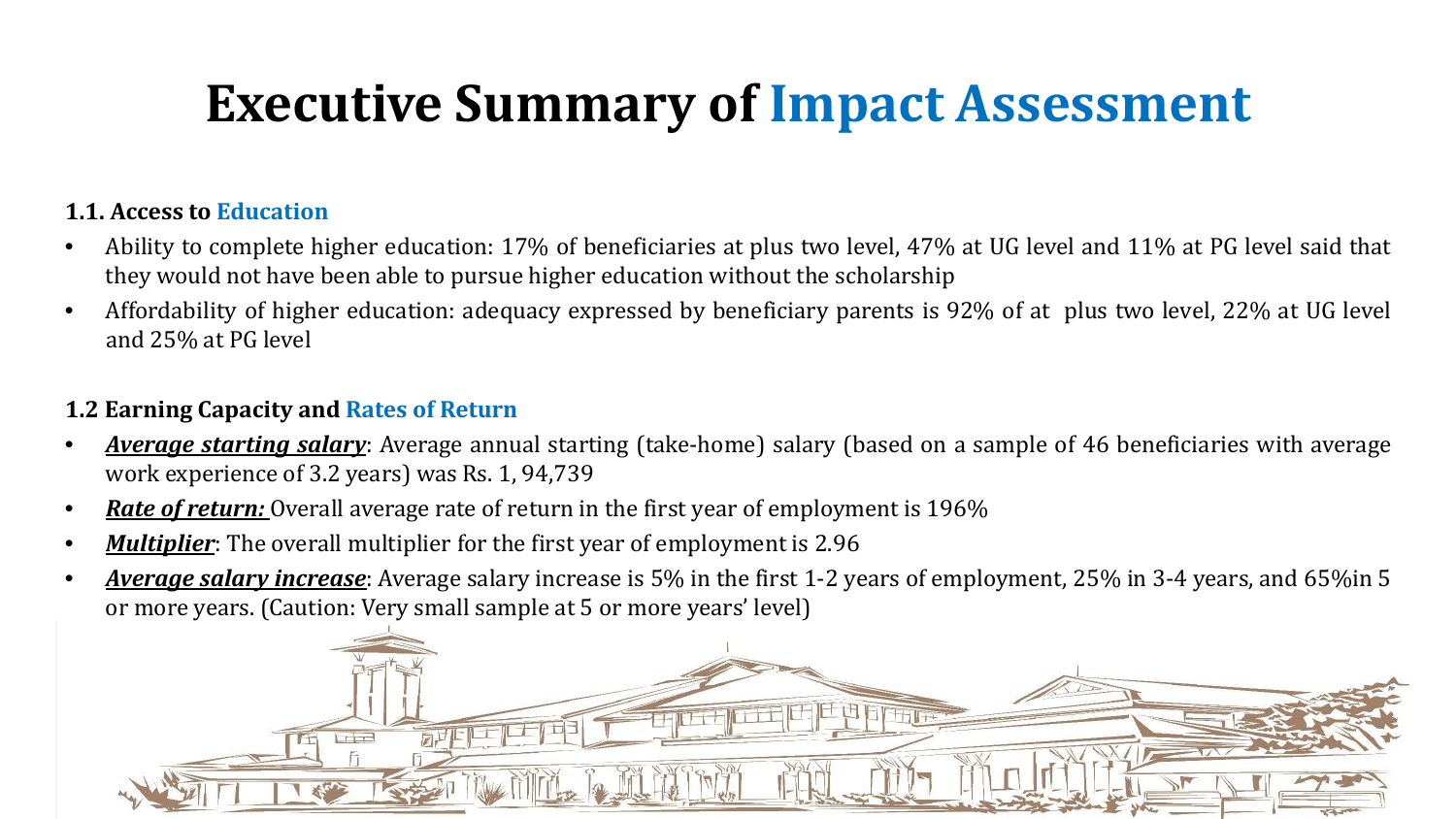# Executive Summary of Impact Assessment

**1.1. Access to Education**

- Ability to complete higher education: 17% of beneficiaries at plus two level, 47% at UG level and 11% at PG level said that they would not have been able to pursue higher education without the scholarship
- Affordability of higher education: adequacy expressed by beneficiary parents is 92% of at plus two level, 22% at UG level and 25% at PG level

**1.2 Earning Capacity and Rates of Return**

- ***Average starting salary***: Average annual starting (take-home) salary (based on a sample of 46 beneficiaries with average work experience of 3.2 years) was Rs. 1, 94,739
- ***Rate of return:*** Overall average rate of return in the first year of employment is 196%
- ***Multiplier***: The overall multiplier for the first year of employment is 2.96
- ***Average salary increase***: Average salary increase is 5% in the first 1-2 years of employment, 25% in 3-4 years, and 65%in 5 or more years. (Caution: Very small sample at 5 or more years' level)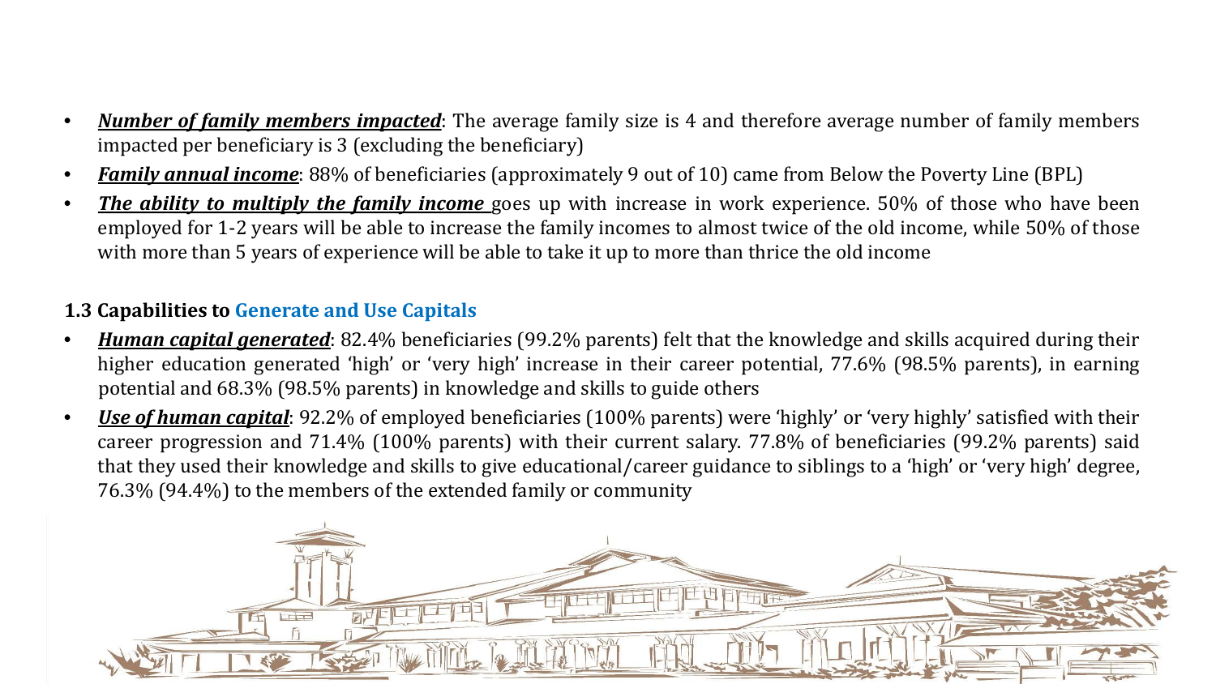- ***Number of family members impacted***: The average family size is 4 and therefore average number of family members impacted per beneficiary is 3 (excluding the beneficiary)
- ***Family annual income***: 88% of beneficiaries (approximately 9 out of 10) came from Below the Poverty Line (BPL)
- ***The ability to multiply the family income*** goes up with increase in work experience. 50% of those who have been employed for 1-2 years will be able to increase the family incomes to almost twice of the old income, while 50% of those with more than 5 years of experience will be able to take it up to more than thrice the old income

### 1.3 Capabilities to Generate and Use Capitals

- ***Human capital generated***: 82.4% beneficiaries (99.2% parents) felt that the knowledge and skills acquired during their higher education generated 'high' or 'very high' increase in their career potential, 77.6% (98.5% parents), in earning potential and 68.3% (98.5% parents) in knowledge and skills to guide others
- ***Use of human capital***: 92.2% of employed beneficiaries (100% parents) were 'highly' or 'very highly' satisfied with their career progression and 71.4% (100% parents) with their current salary. 77.8% of beneficiaries (99.2% parents) said that they used their knowledge and skills to give educational/career guidance to siblings to a 'high' or 'very high' degree, 76.3% (94.4%) to the members of the extended family or community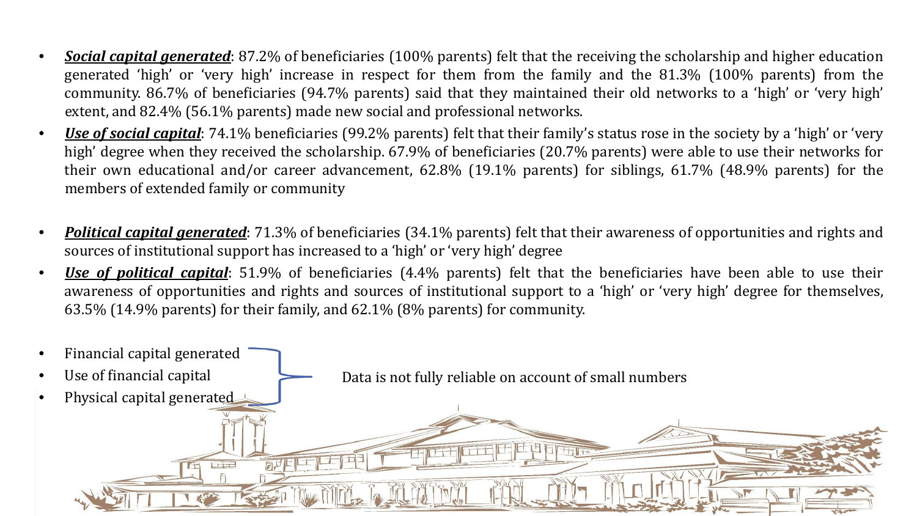- ***Social capital generated***: 87.2% of beneficiaries (100% parents) felt that the receiving the scholarship and higher education generated 'high' or 'very high' increase in respect for them from the family and the 81.3% (100% parents) from the community. 86.7% of beneficiaries (94.7% parents) said that they maintained their old networks to a 'high' or 'very high' extent, and 82.4% (56.1% parents) made new social and professional networks.
- ***Use of social capital***: 74.1% beneficiaries (99.2% parents) felt that their family's status rose in the society by a 'high' or 'very high' degree when they received the scholarship. 67.9% of beneficiaries (20.7% parents) were able to use their networks for their own educational and/or career advancement, 62.8% (19.1% parents) for siblings, 61.7% (48.9% parents) for the members of extended family or community

- ***Political capital generated***: 71.3% of beneficiaries (34.1% parents) felt that their awareness of opportunities and rights and sources of institutional support has increased to a 'high' or 'very high' degree
- ***Use of political capital***: 51.9% of beneficiaries (4.4% parents) felt that the beneficiaries have been able to use their awareness of opportunities and rights and sources of institutional support to a 'high' or 'very high' degree for themselves, 63.5% (14.9% parents) for their family, and 62.1% (8% parents) for community.

- Financial capital generated
- Use of financial capital
- Physical capital generated

Data is not fully reliable on account of small numbers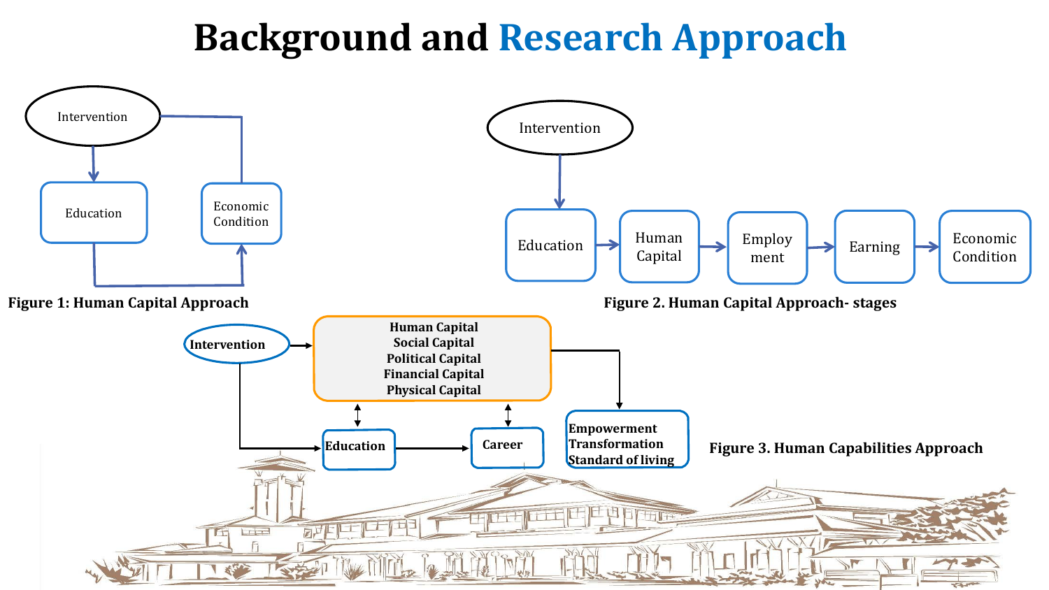# Background and Research Approach

Intervention

Education

Economic Condition

**Figure 1: Human Capital Approach**

Intervention

Education → Human Capital → Employ ment → Earning → Economic Condition

**Figure 2. Human Capital Approach- stages**

**Intervention**

**Human Capital**
**Social Capital**
**Political Capital**
**Financial Capital**
**Physical Capital**

**Education** → **Career**

**Empowerment**
**Transformation**
**Standard of living**

**Figure 3. Human Capabilities Approach**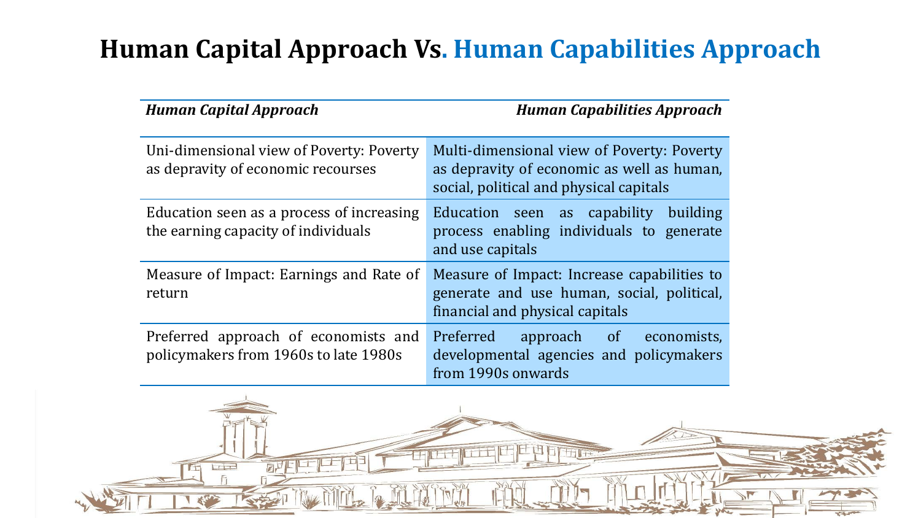# Human Capital Approach Vs. Human Capabilities Approach

| *Human Capital Approach* | *Human Capabilities Approach* |
|---|---|
| Uni-dimensional view of Poverty: Poverty as depravity of economic recourses | Multi-dimensional view of Poverty: Poverty as depravity of economic as well as human, social, political and physical capitals |
| Education seen as a process of increasing the earning capacity of individuals | Education seen as capability building process enabling individuals to generate and use capitals |
| Measure of Impact: Earnings and Rate of return | Measure of Impact: Increase capabilities to generate and use human, social, political, financial and physical capitals |
| Preferred approach of economists and policymakers from 1960s to late 1980s | Preferred approach of economists, developmental agencies and policymakers from 1990s onwards |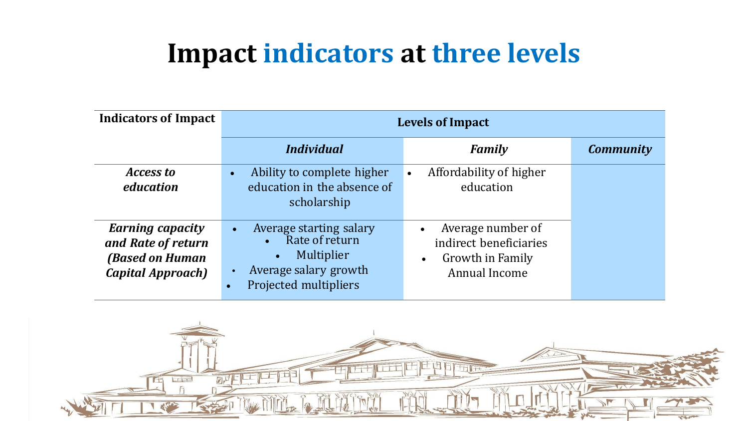# Impact indicators at three levels

| Indicators of Impact | Levels of Impact | | |
|---|---|---|---|
| | *Individual* | *Family* | *Community* |
| *Access to education* | • Ability to complete higher education in the absence of scholarship | • Affordability of higher education | |
| *Earning capacity and Rate of return (Based on Human Capital Approach)* | • Average starting salary<br>• Rate of return<br>• Multiplier<br>• Average salary growth<br>• Projected multipliers | • Average number of indirect beneficiaries<br>• Growth in Family Annual Income | |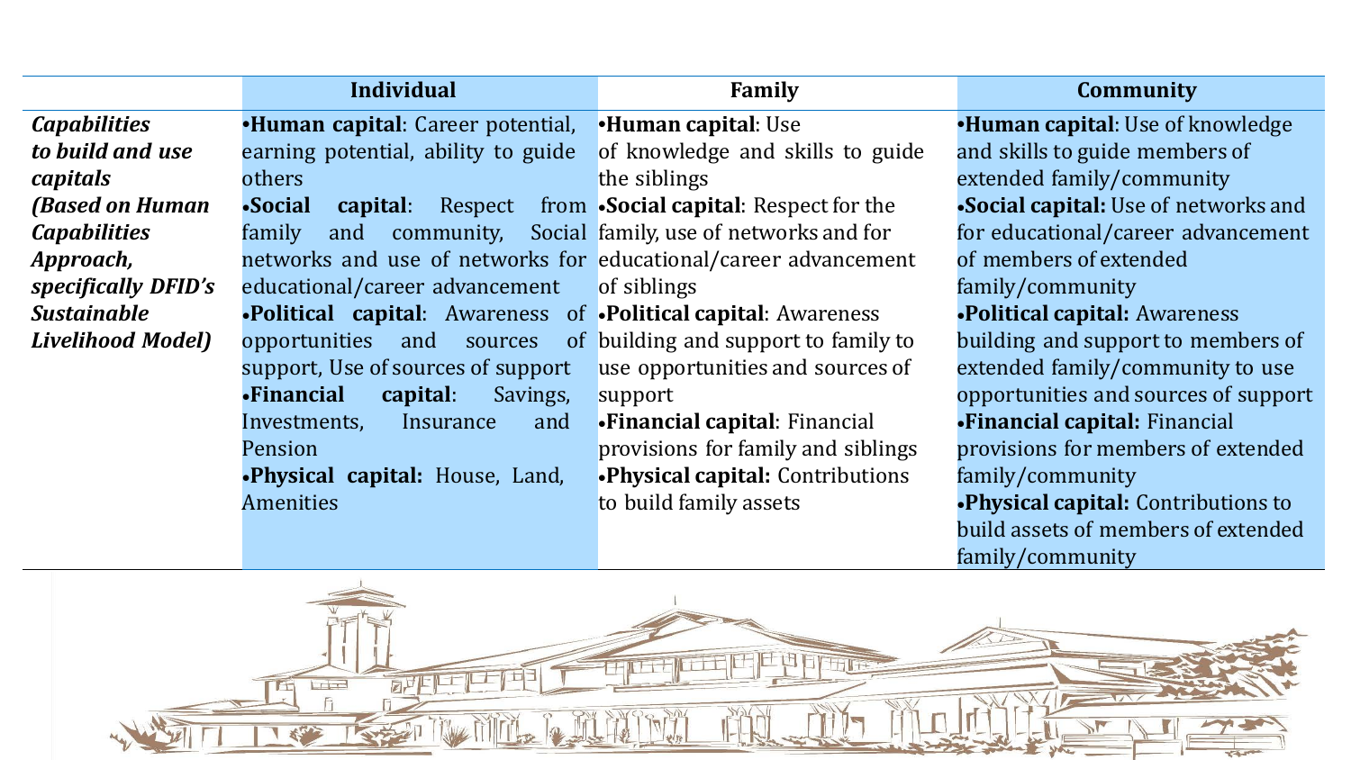| | Individual | Family | Community |
|---|---|---|---|
| *Capabilities to build and use capitals (Based on Human Capabilities Approach, specifically DFID's Sustainable Livelihood Model)* | •**Human capital**: Career potential, earning potential, ability to guide others<br>•**Social capital**: Respect from family and community, Social networks and use of networks for educational/career advancement<br>•**Political capital**: Awareness of opportunities and sources of support, Use of sources of support<br>•**Financial capital**: Savings, Investments, Insurance and Pension<br>•**Physical capital:** House, Land, Amenities | •**Human capital**: Use of knowledge and skills to guide the siblings<br>•**Social capital**: Respect for the family, use of networks and for educational/career advancement of siblings<br>•**Political capital**: Awareness building and support to family to use opportunities and sources of support<br>•**Financial capital**: Financial provisions for family and siblings<br>•**Physical capital:** Contributions to build family assets | •**Human capital**: Use of knowledge and skills to guide members of extended family/community<br>•**Social capital:** Use of networks and for educational/career advancement of members of extended family/community<br>•**Political capital:** Awareness building and support to members of extended family/community to use opportunities and sources of support<br>•**Financial capital:** Financial provisions for members of extended family/community<br>•**Physical capital:** Contributions to build assets of members of extended family/community |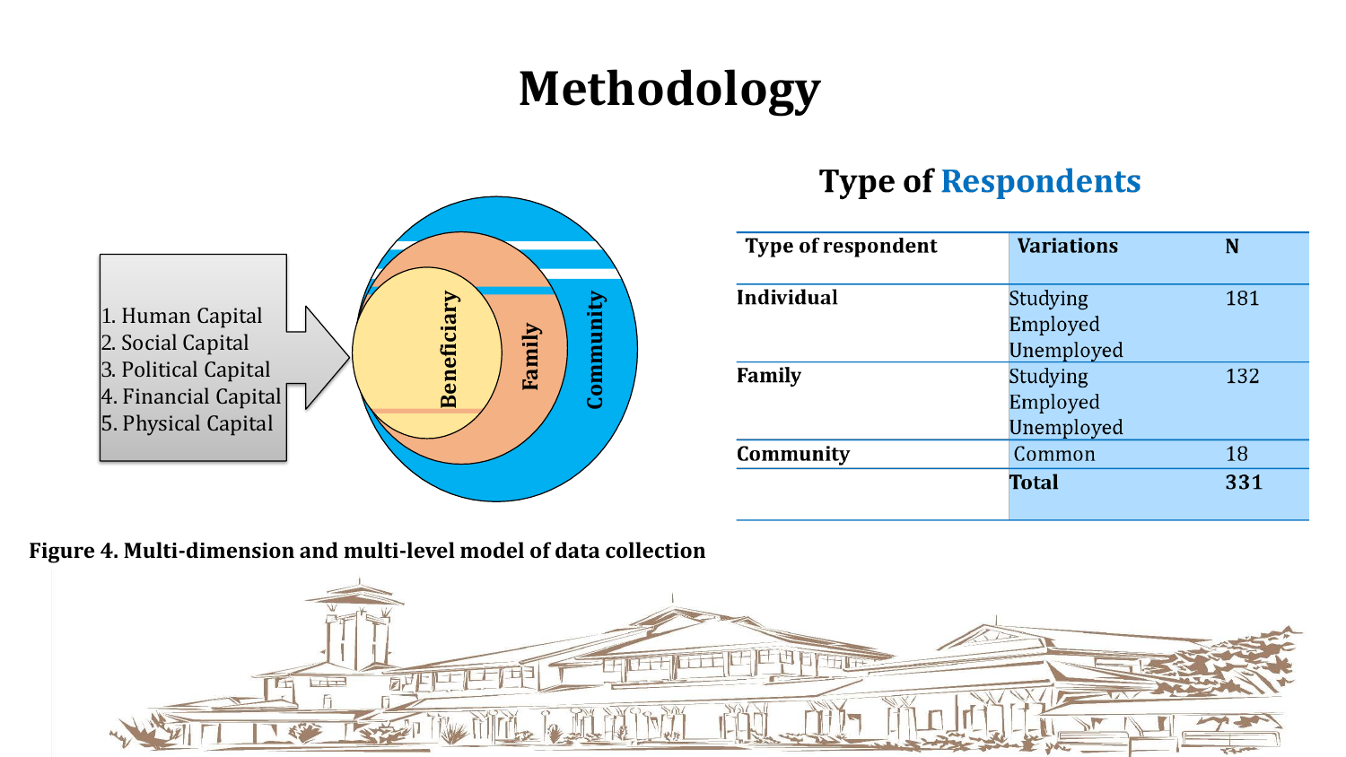# Methodology

1. Human Capital
2. Social Capital
3. Political Capital
4. Financial Capital
5. Physical Capital

Beneficiary

Family

Community

**Figure 4. Multi-dimension and multi-level model of data collection**

## Type of Respondents

| Type of respondent | Variations | N |
|---|---|---|
| **Individual** | Studying<br>Employed<br>Unemployed | 181 |
| **Family** | Studying<br>Employed<br>Unemployed | 132 |
| **Community** | Common | 18 |
| | **Total** | **331** |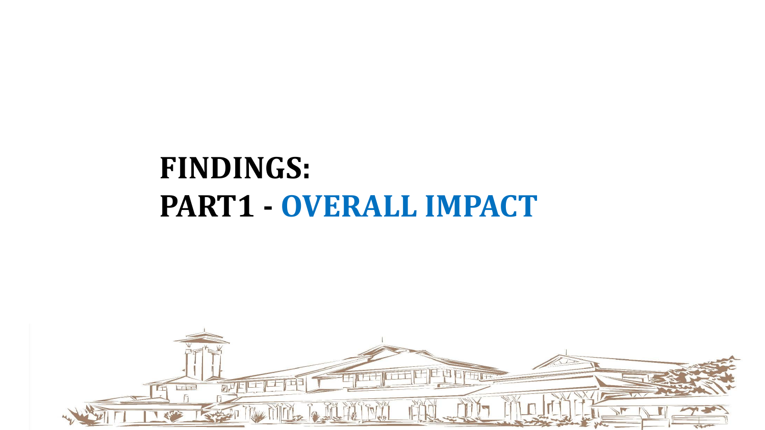# FINDINGS:
# PART1 - OVERALL IMPACT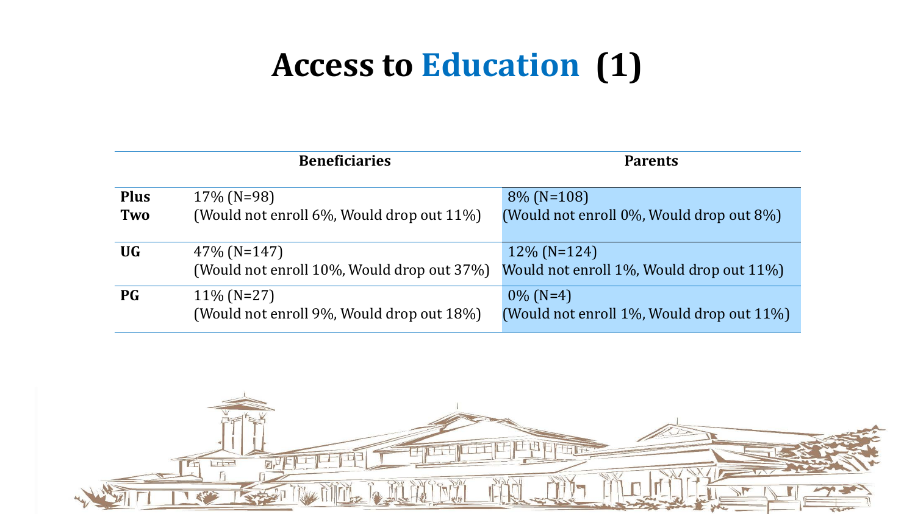# Access to Education (1)

| | Beneficiaries | Parents |
|---|---|---|
| **Plus Two** | 17% (N=98) (Would not enroll 6%, Would drop out 11%) | 8% (N=108) (Would not enroll 0%, Would drop out 8%) |
| **UG** | 47% (N=147) (Would not enroll 10%, Would drop out 37%) | 12% (N=124) Would not enroll 1%, Would drop out 11%) |
| **PG** | 11% (N=27) (Would not enroll 9%, Would drop out 18%) | 0% (N=4) (Would not enroll 1%, Would drop out 11%) |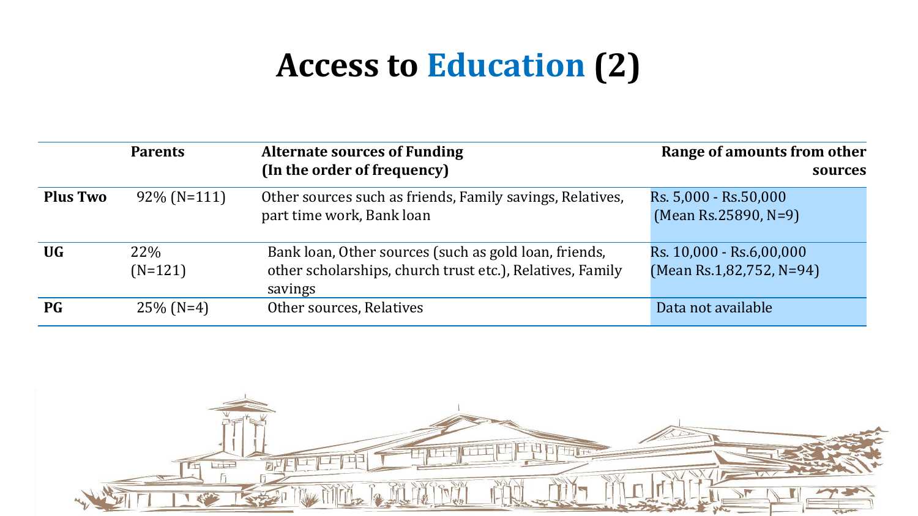# Access to Education (2)

| | Parents | Alternate sources of Funding (In the order of frequency) | Range of amounts from other sources |
|---|---|---|---|
| **Plus Two** | 92% (N=111) | Other sources such as friends, Family savings, Relatives, part time work, Bank loan | Rs. 5,000 - Rs.50,000 (Mean Rs.25890, N=9) |
| **UG** | 22% (N=121) | Bank loan, Other sources (such as gold loan, friends, other scholarships, church trust etc.), Relatives, Family savings | Rs. 10,000 - Rs.6,00,000 (Mean Rs.1,82,752, N=94) |
| **PG** | 25% (N=4) | Other sources, Relatives | Data not available |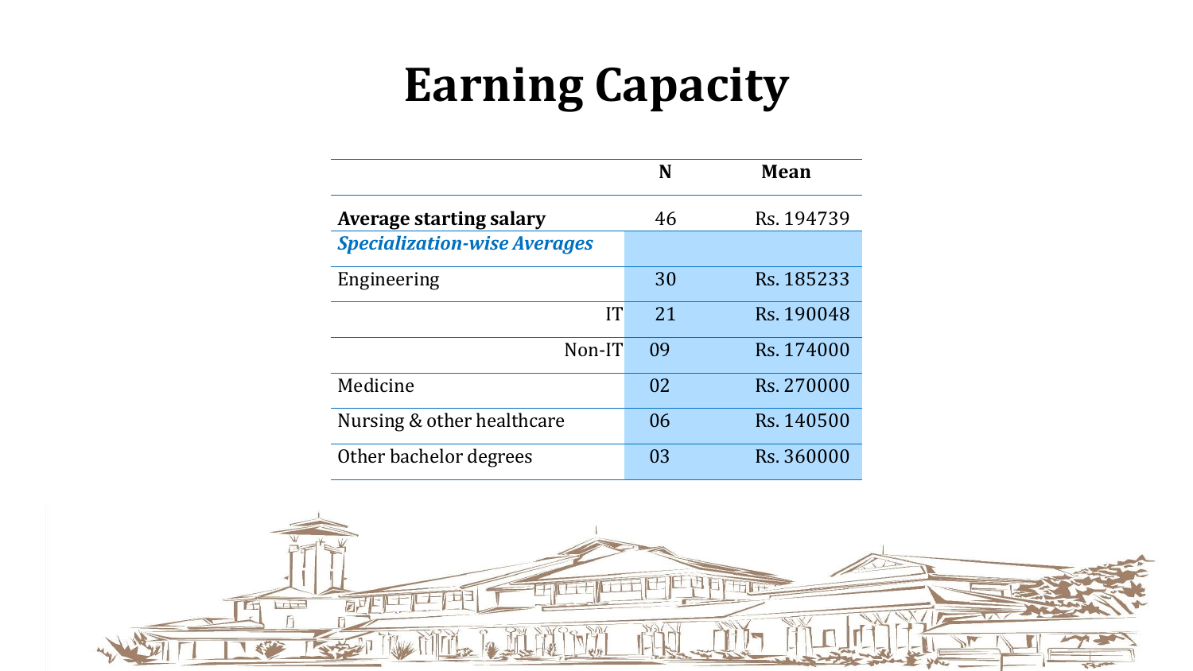# Earning Capacity

| | N | Mean |
|---|---|---|
| **Average starting salary** | 46 | Rs. 194739 |
| ***Specialization-wise Averages*** | | |
| Engineering | 30 | Rs. 185233 |
| IT | 21 | Rs. 190048 |
| Non-IT | 09 | Rs. 174000 |
| Medicine | 02 | Rs. 270000 |
| Nursing & other healthcare | 06 | Rs. 140500 |
| Other bachelor degrees | 03 | Rs. 360000 |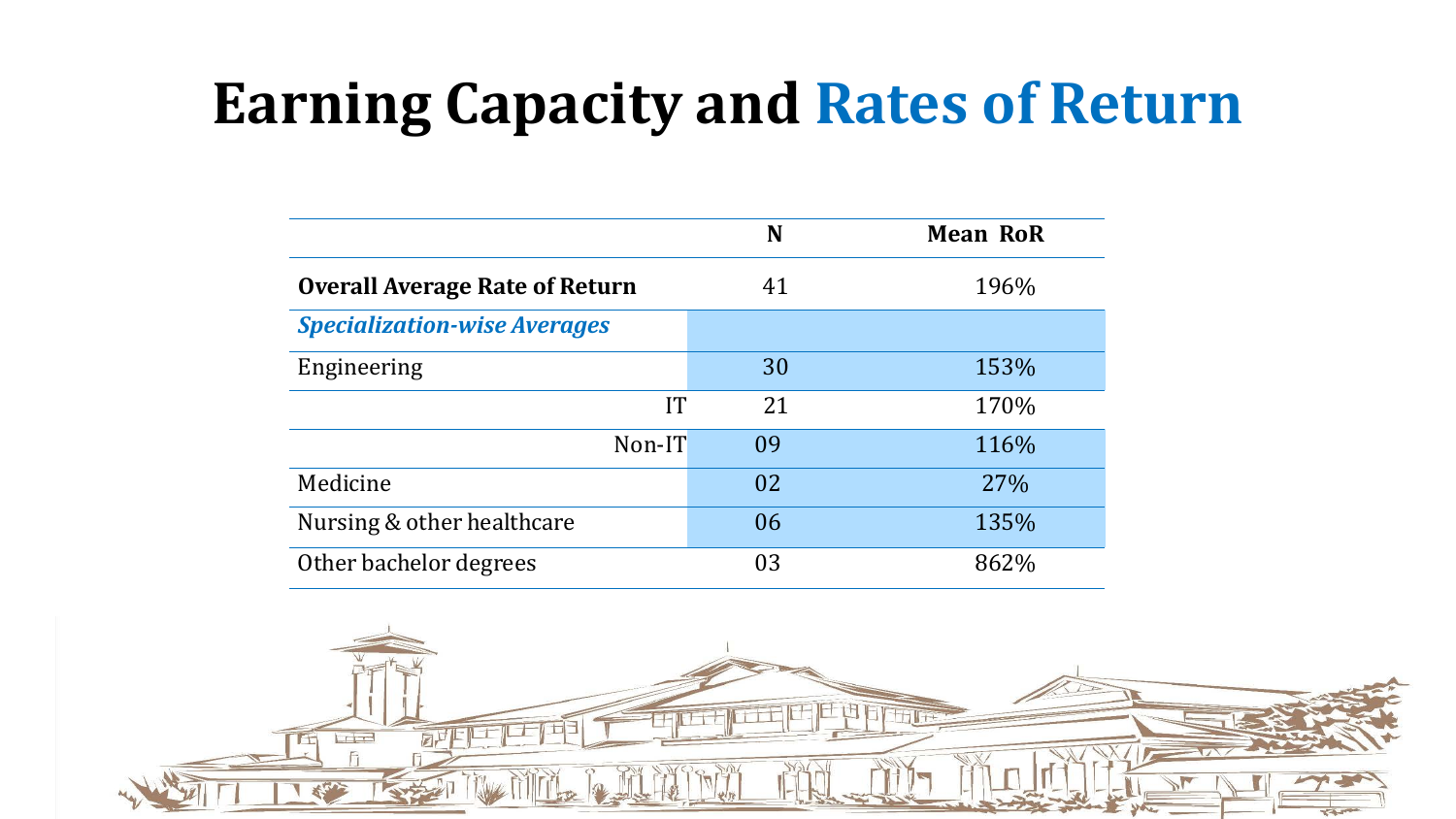# Earning Capacity and Rates of Return

| | N | Mean RoR |
|---|---|---|
| **Overall Average Rate of Return** | 41 | 196% |
| ***Specialization-wise Averages*** | | |
| Engineering | 30 | 153% |
| IT | 21 | 170% |
| Non-IT | 09 | 116% |
| Medicine | 02 | 27% |
| Nursing & other healthcare | 06 | 135% |
| Other bachelor degrees | 03 | 862% |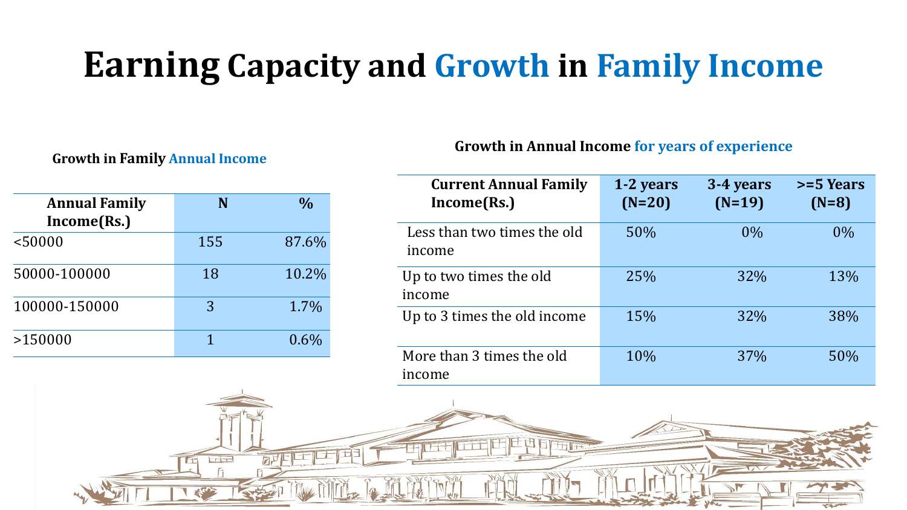# Earning Capacity and Growth in Family Income

**Growth in Family Annual Income**

| Annual Family Income(Rs.) | N | % |
|---|---|---|
| <50000 | 155 | 87.6% |
| 50000-100000 | 18 | 10.2% |
| 100000-150000 | 3 | 1.7% |
| >150000 | 1 | 0.6% |

**Growth in Annual Income for years of experience**

| Current Annual Family Income(Rs.) | 1-2 years (N=20) | 3-4 years (N=19) | >=5 Years (N=8) |
|---|---|---|---|
| Less than two times the old income | 50% | 0% | 0% |
| Up to two times the old income | 25% | 32% | 13% |
| Up to 3 times the old income | 15% | 32% | 38% |
| More than 3 times the old income | 10% | 37% | 50% |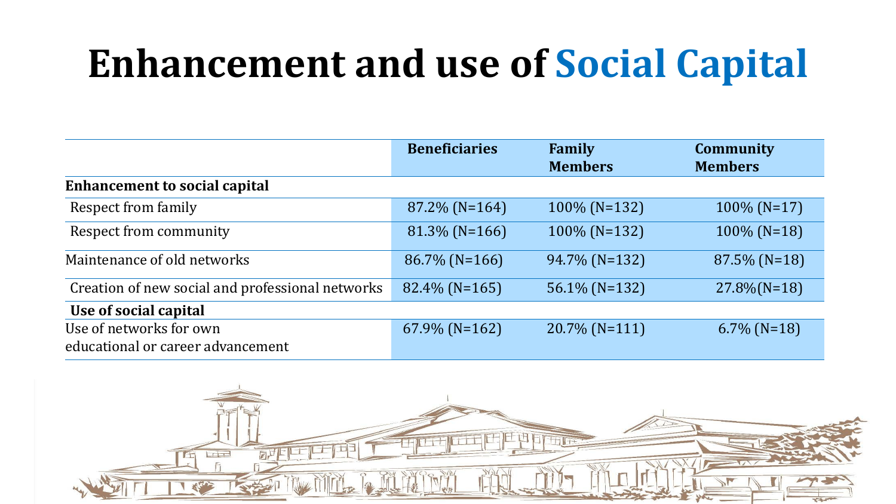# Enhancement and use of Social Capital

| | Beneficiaries | Family Members | Community Members |
|---|---|---|---|
| **Enhancement to social capital** | | | |
| Respect from family | 87.2% (N=164) | 100% (N=132) | 100% (N=17) |
| Respect from community | 81.3% (N=166) | 100% (N=132) | 100% (N=18) |
| Maintenance of old networks | 86.7% (N=166) | 94.7% (N=132) | 87.5% (N=18) |
| Creation of new social and professional networks | 82.4% (N=165) | 56.1% (N=132) | 27.8%(N=18) |
| **Use of social capital** | | | |
| Use of networks for own educational or career advancement | 67.9% (N=162) | 20.7% (N=111) | 6.7% (N=18) |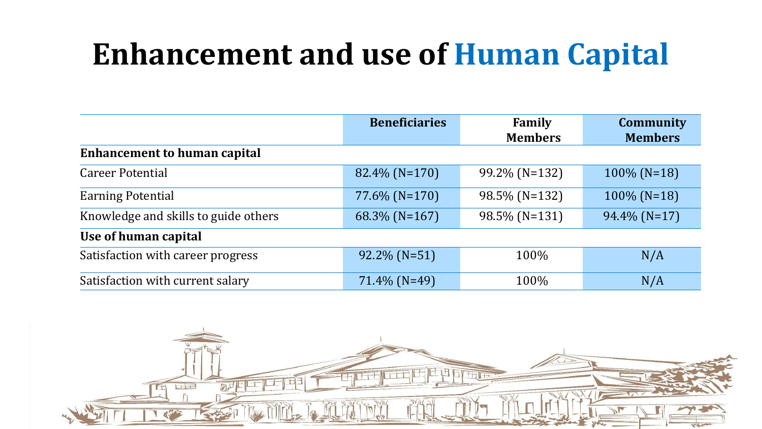# Enhancement and use of Human Capital

| | Beneficiaries | Family Members | Community Members |
|---|---|---|---|
| **Enhancement to human capital** | | | |
| Career Potential | 82.4% (N=170) | 99.2% (N=132) | 100% (N=18) |
| Earning Potential | 77.6% (N=170) | 98.5% (N=132) | 100% (N=18) |
| Knowledge and skills to guide others | 68.3% (N=167) | 98.5% (N=131) | 94.4% (N=17) |
| **Use of human capital** | | | |
| Satisfaction with career progress | 92.2% (N=51) | 100% | N/A |
| Satisfaction with current salary | 71.4% (N=49) | 100% | N/A |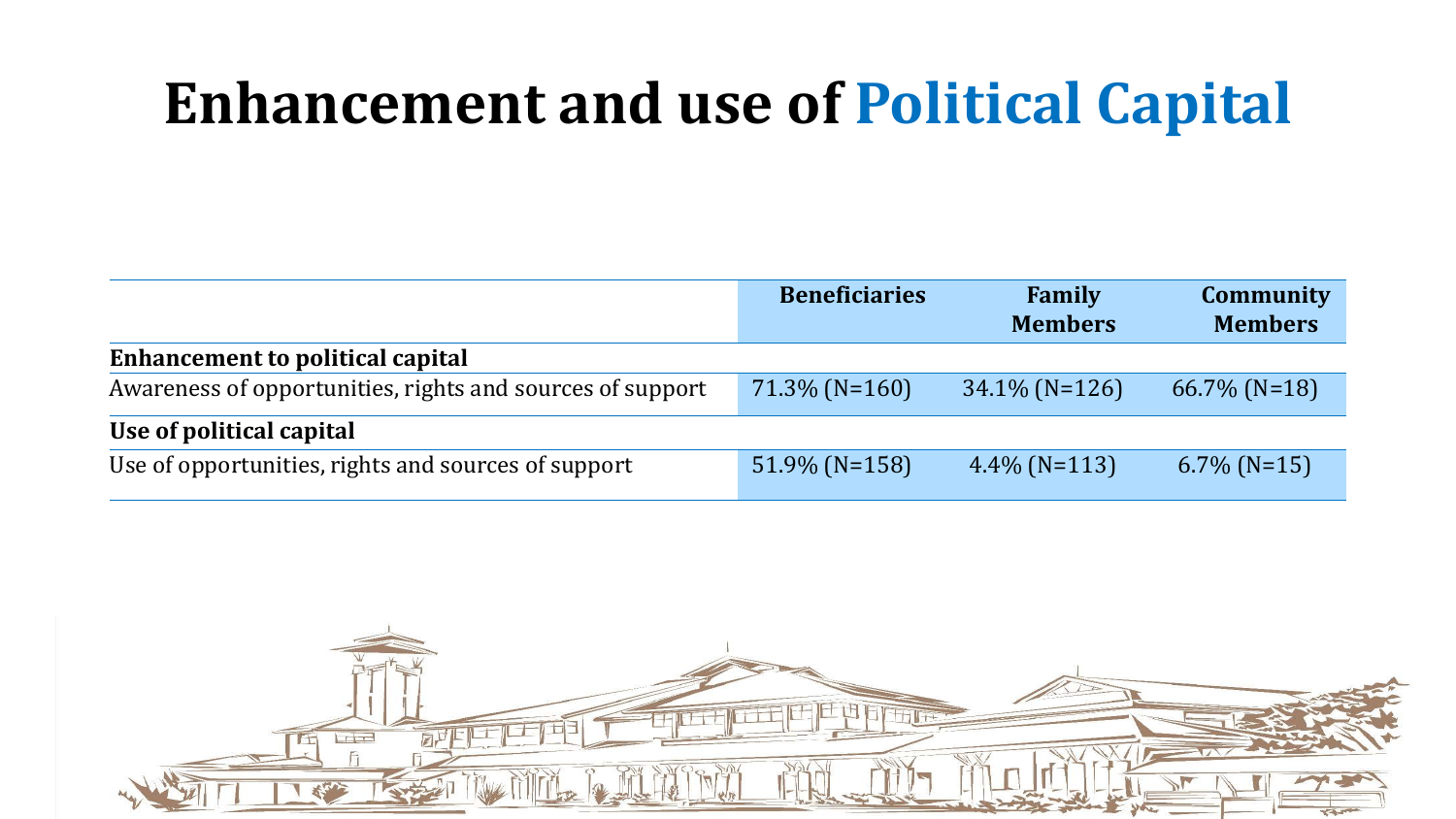# Enhancement and use of Political Capital

| | Beneficiaries | Family Members | Community Members |
|---|---|---|---|
| **Enhancement to political capital** | | | |
| Awareness of opportunities, rights and sources of support | 71.3% (N=160) | 34.1% (N=126) | 66.7% (N=18) |
| **Use of political capital** | | | |
| Use of opportunities, rights and sources of support | 51.9% (N=158) | 4.4% (N=113) | 6.7% (N=15) |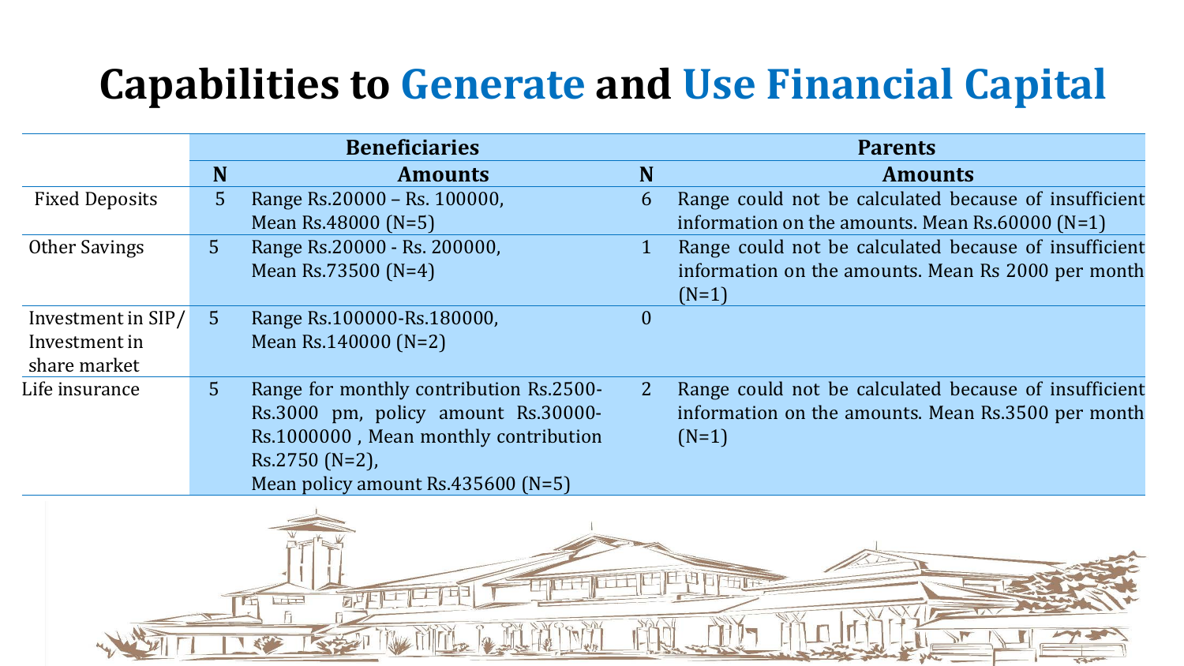# Capabilities to Generate and Use Financial Capital

| | Beneficiaries | | Parents | |
|---|---|---|---|---|
| | N | Amounts | N | Amounts |
| Fixed Deposits | 5 | Range Rs.20000 – Rs. 100000, Mean Rs.48000 (N=5) | 6 | Range could not be calculated because of insufficient information on the amounts. Mean Rs.60000 (N=1) |
| Other Savings | 5 | Range Rs.20000 - Rs. 200000, Mean Rs.73500 (N=4) | 1 | Range could not be calculated because of insufficient information on the amounts. Mean Rs 2000 per month (N=1) |
| Investment in SIP/ Investment in share market | 5 | Range Rs.100000-Rs.180000, Mean Rs.140000 (N=2) | 0 | |
| Life insurance | 5 | Range for monthly contribution Rs.2500-Rs.3000 pm, policy amount Rs.30000-Rs.1000000 , Mean monthly contribution Rs.2750 (N=2), Mean policy amount Rs.435600 (N=5) | 2 | Range could not be calculated because of insufficient information on the amounts. Mean Rs.3500 per month (N=1) |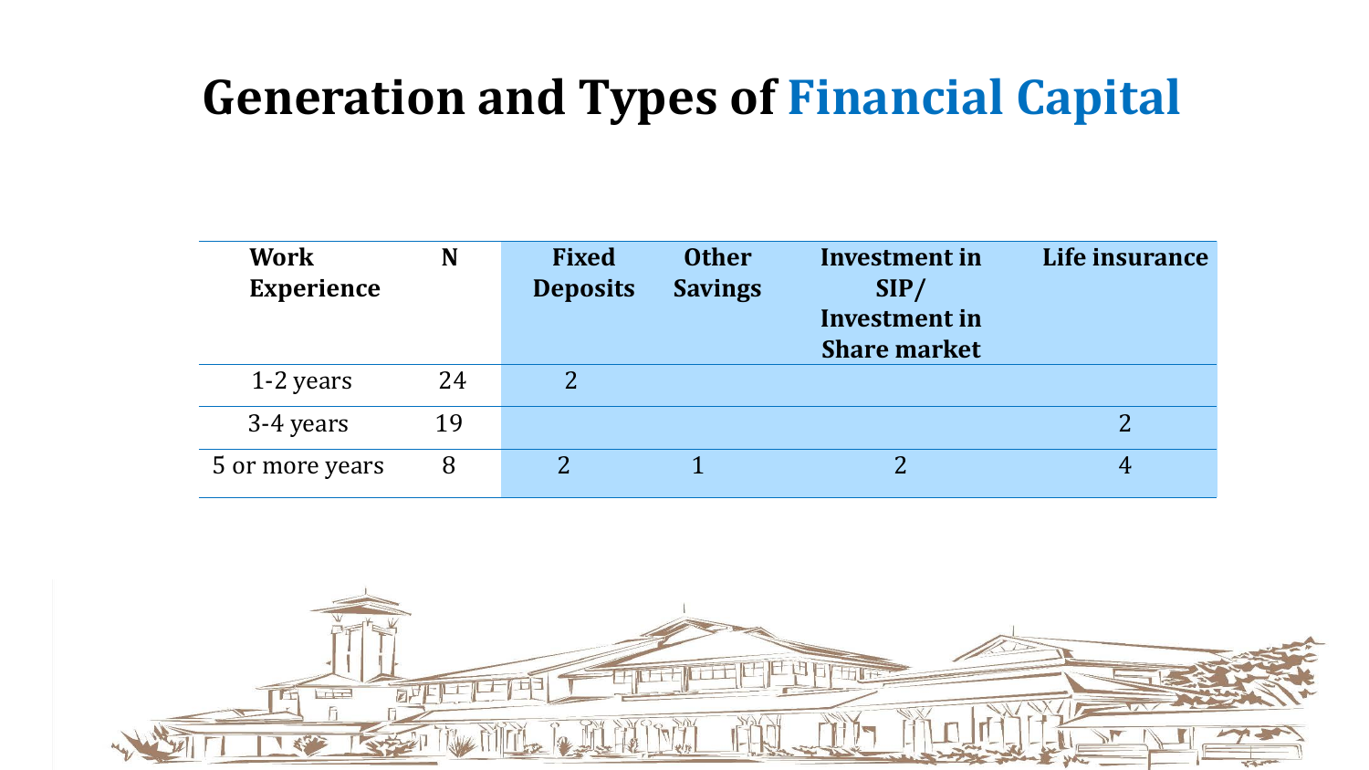# Generation and Types of Financial Capital

| Work Experience | N | Fixed Deposits | Other Savings | Investment in SIP/ Investment in Share market | Life insurance |
|---|---|---|---|---|---|
| 1-2 years | 24 | 2 | | | |
| 3-4 years | 19 | | | | 2 |
| 5 or more years | 8 | 2 | 1 | 2 | 4 |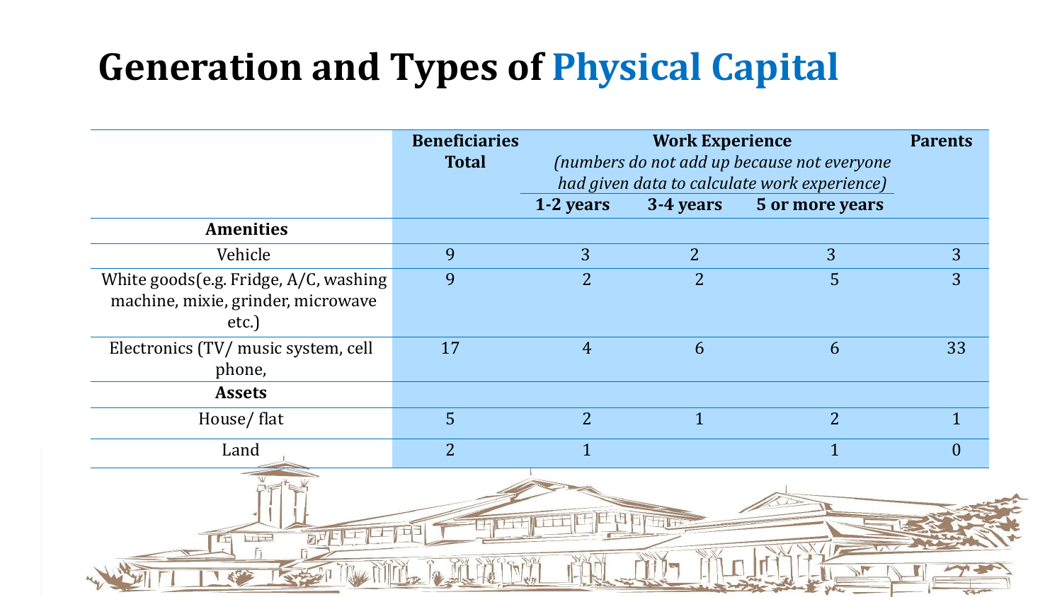# Generation and Types of Physical Capital

| | Beneficiaries Total | Work Experience *(numbers do not add up because not everyone had given data to calculate work experience)* | | | Parents |
|---|---|---|---|---|---|
| | | 1-2 years | 3-4 years | 5 or more years | |
| **Amenities** | | | | | |
| Vehicle | 9 | 3 | 2 | 3 | 3 |
| White goods(e.g. Fridge, A/C, washing machine, mixie, grinder, microwave etc.) | 9 | 2 | 2 | 5 | 3 |
| Electronics (TV/ music system, cell phone, | 17 | 4 | 6 | 6 | 33 |
| **Assets** | | | | | |
| House/ flat | 5 | 2 | 1 | 2 | 1 |
| Land | 2 | 1 | | 1 | 0 |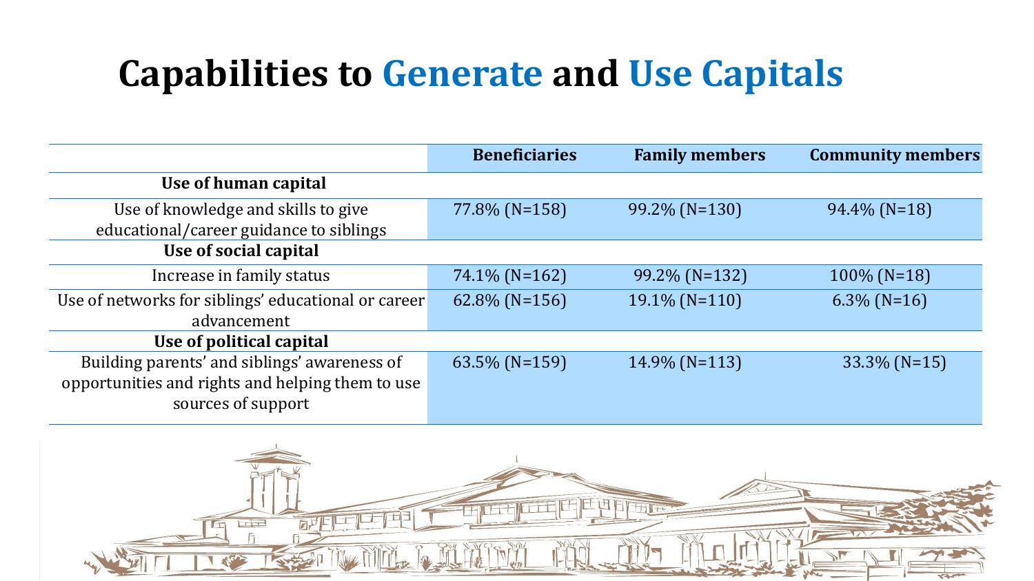# Capabilities to Generate and Use Capitals

| | Beneficiaries | Family members | Community members |
|---|---|---|---|
| **Use of human capital** | | | |
| Use of knowledge and skills to give educational/career guidance to siblings | 77.8% (N=158) | 99.2% (N=130) | 94.4% (N=18) |
| **Use of social capital** | | | |
| Increase in family status | 74.1% (N=162) | 99.2% (N=132) | 100% (N=18) |
| Use of networks for siblings' educational or career advancement | 62.8% (N=156) | 19.1% (N=110) | 6.3% (N=16) |
| **Use of political capital** | | | |
| Building parents' and siblings' awareness of opportunities and rights and helping them to use sources of support | 63.5% (N=159) | 14.9% (N=113) | 33.3% (N=15) |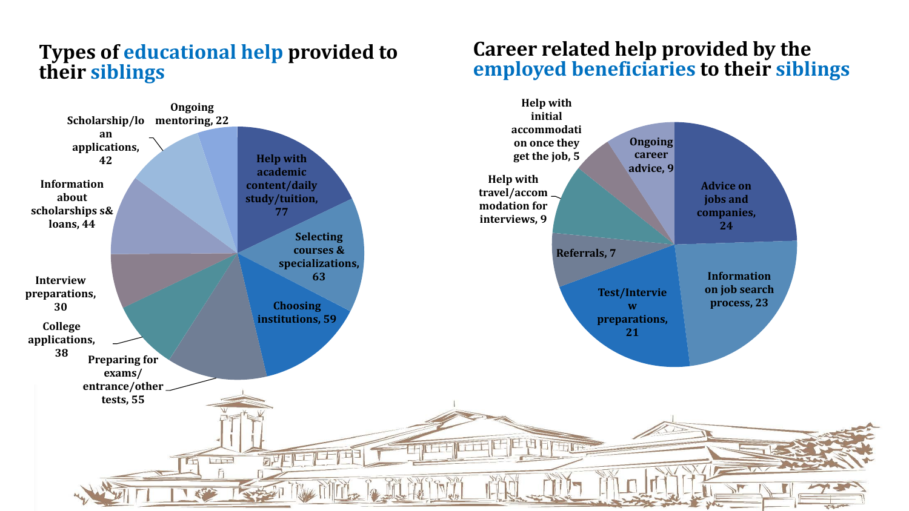## Types of educational help provided to their siblings

| Type of help | Count |
| --- | --- |
| Help with academic content/daily study/tuition | 77 |
| Selecting courses & specializations | 63 |
| Choosing institutions | 59 |
| Preparing for exams/ entrance/other tests | 55 |
| College applications | 38 |
| Interview preparations | 30 |
| Information about scholarships s& loans | 44 |
| Scholarship/loan applications | 42 |
| Ongoing mentoring | 22 |

## Career related help provided by the employed beneficiaries to their siblings

| Type of help | Count |
| --- | --- |
| Advice on jobs and companies | 24 |
| Information on job search process | 23 |
| Test/Interview preparations | 21 |
| Referrals | 7 |
| Help with travel/accommodation for interviews | 9 |
| Help with initial accommodation once they get the job | 5 |
| Ongoing career advice | 9 |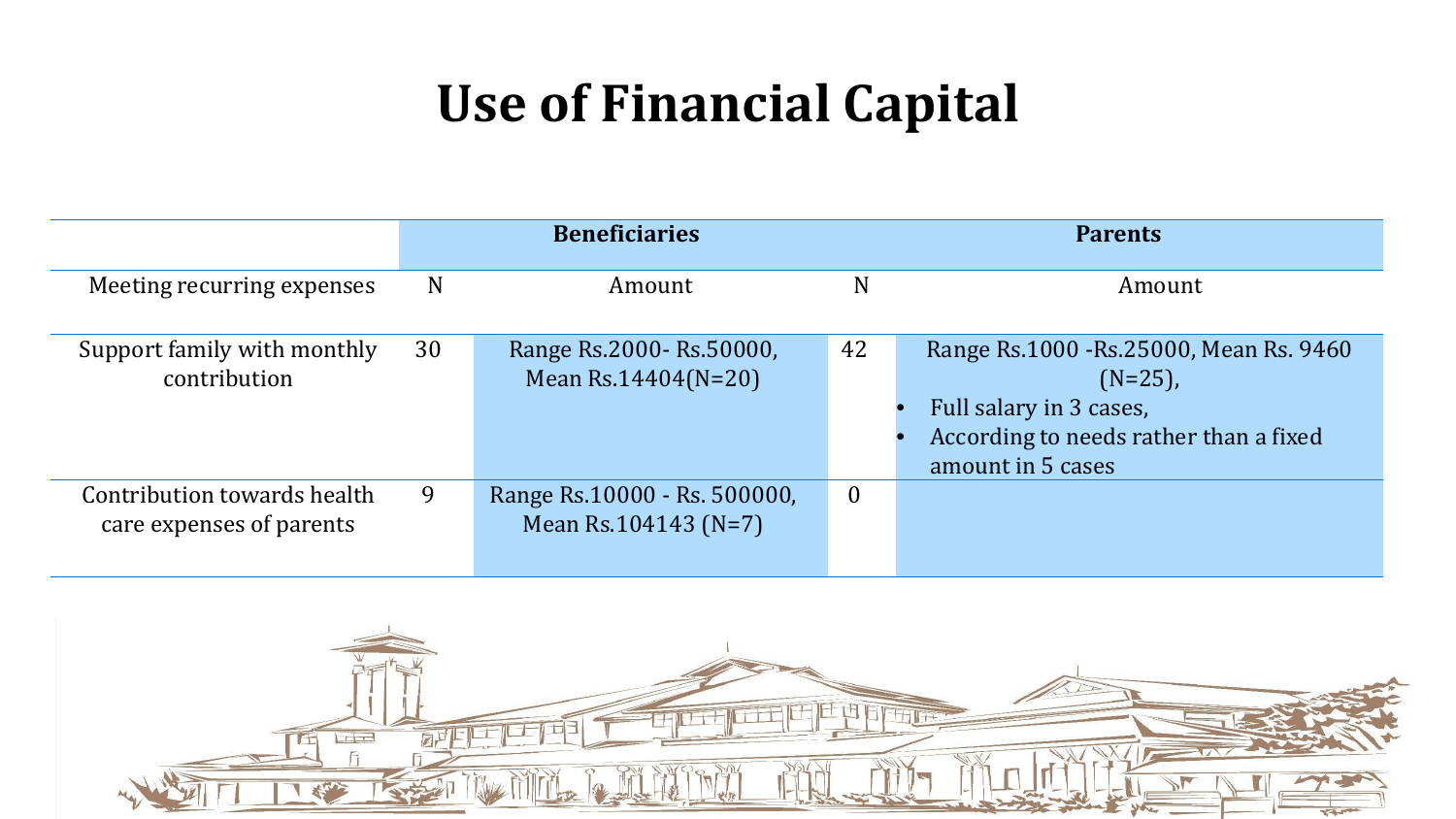# Use of Financial Capital

| | Beneficiaries | | Parents | |
|---|---|---|---|---|
| Meeting recurring expenses | N | Amount | N | Amount |
| Support family with monthly contribution | 30 | Range Rs.2000- Rs.50000, Mean Rs.14404(N=20) | 42 | Range Rs.1000 -Rs.25000, Mean Rs. 9460 (N=25), • Full salary in 3 cases, • According to needs rather than a fixed amount in 5 cases |
| Contribution towards health care expenses of parents | 9 | Range Rs.10000 - Rs. 500000, Mean Rs.104143 (N=7) | 0 | |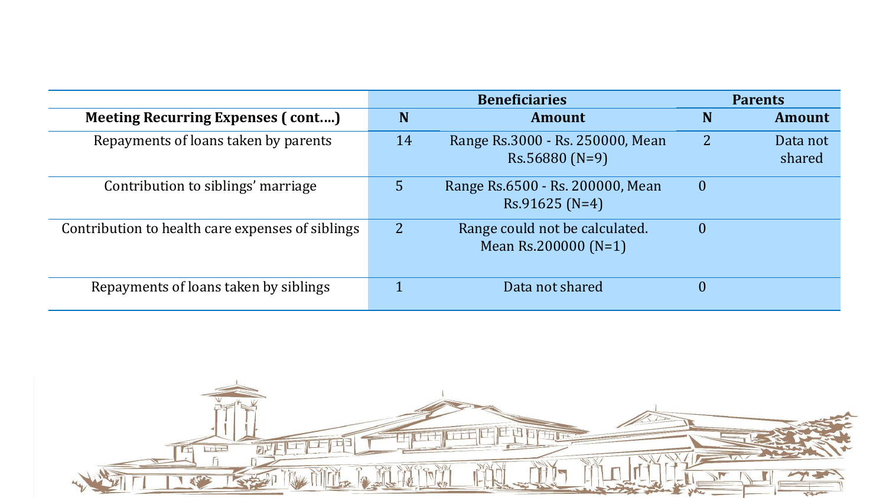| | Beneficiaries | | Parents | |
|---|---|---|---|---|
| **Meeting Recurring Expenses ( cont….)** | **N** | **Amount** | **N** | **Amount** |
| Repayments of loans taken by parents | 14 | Range Rs.3000 - Rs. 250000, Mean Rs.56880 (N=9) | 2 | Data not shared |
| Contribution to siblings' marriage | 5 | Range Rs.6500 - Rs. 200000, Mean Rs.91625 (N=4) | 0 | |
| Contribution to health care expenses of siblings | 2 | Range could not be calculated. Mean Rs.200000 (N=1) | 0 | |
| Repayments of loans taken by siblings | 1 | Data not shared | 0 | |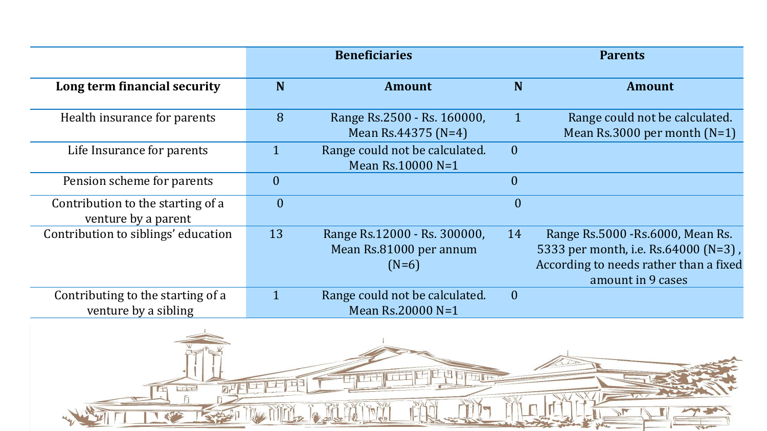| | Beneficiaries | | Parents | |
|---|---|---|---|---|
| **Long term financial security** | **N** | **Amount** | **N** | **Amount** |
| Health insurance for parents | 8 | Range Rs.2500 - Rs. 160000, Mean Rs.44375 (N=4) | 1 | Range could not be calculated. Mean Rs.3000 per month (N=1) |
| Life Insurance for parents | 1 | Range could not be calculated. Mean Rs.10000 N=1 | 0 | |
| Pension scheme for parents | 0 | | 0 | |
| Contribution to the starting of a venture by a parent | 0 | | 0 | |
| Contribution to siblings' education | 13 | Range Rs.12000 - Rs. 300000, Mean Rs.81000 per annum (N=6) | 14 | Range Rs.5000 -Rs.6000, Mean Rs. 5333 per month, i.e. Rs.64000 (N=3) , According to needs rather than a fixed amount in 9 cases |
| Contributing to the starting of a venture by a sibling | 1 | Range could not be calculated. Mean Rs.20000 N=1 | 0 | |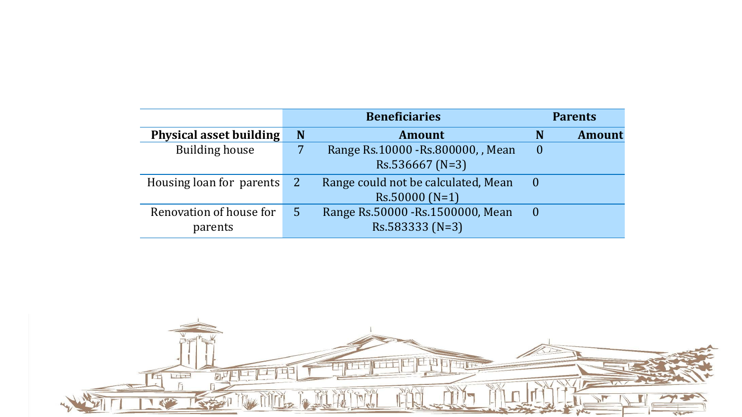| | Beneficiaries | | Parents | |
|---|---|---|---|---|
| **Physical asset building** | **N** | **Amount** | **N** | **Amount** |
| Building house | 7 | Range Rs.10000 -Rs.800000, , Mean Rs.536667 (N=3) | 0 | |
| Housing loan for parents | 2 | Range could not be calculated, Mean Rs.50000 (N=1) | 0 | |
| Renovation of house for parents | 5 | Range Rs.50000 -Rs.1500000, Mean Rs.583333 (N=3) | 0 | |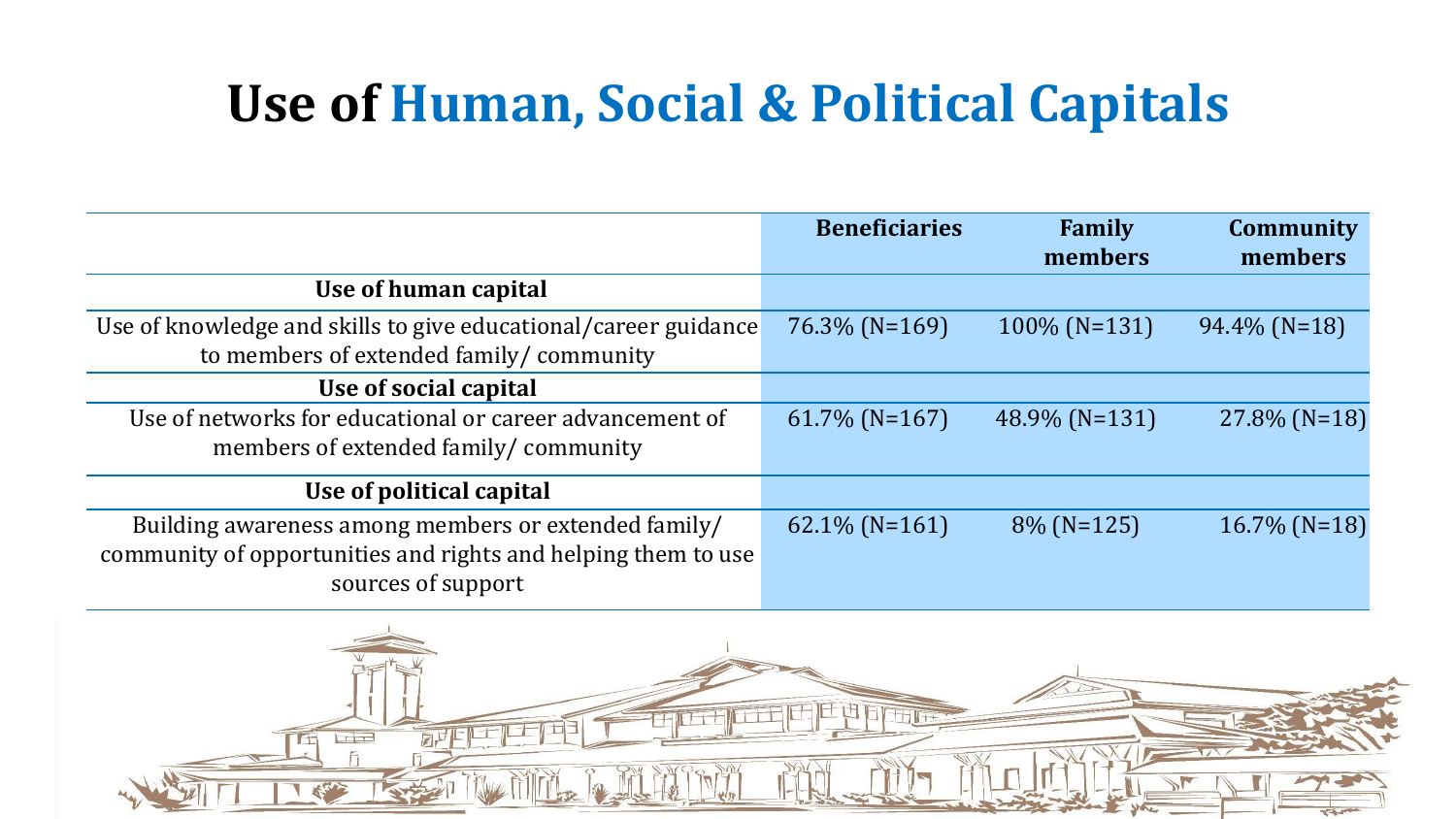# Use of Human, Social & Political Capitals

| | Beneficiaries | Family members | Community members |
|---|---|---|---|
| **Use of human capital** | | | |
| Use of knowledge and skills to give educational/career guidance to members of extended family/ community | 76.3% (N=169) | 100% (N=131) | 94.4% (N=18) |
| **Use of social capital** | | | |
| Use of networks for educational or career advancement of members of extended family/ community | 61.7% (N=167) | 48.9% (N=131) | 27.8% (N=18) |
| **Use of political capital** | | | |
| Building awareness among members or extended family/ community of opportunities and rights and helping them to use sources of support | 62.1% (N=161) | 8% (N=125) | 16.7% (N=18) |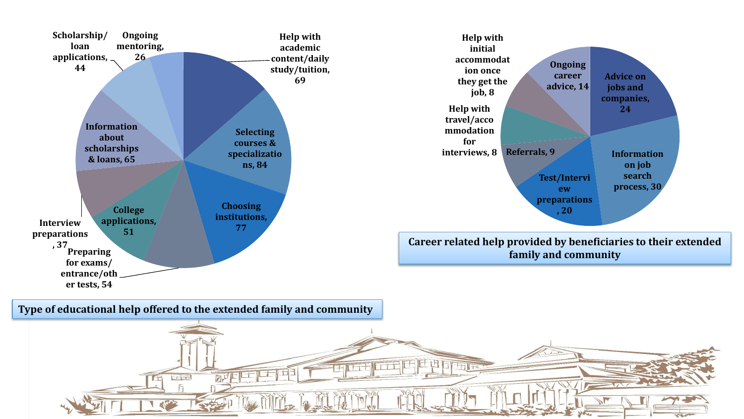## Type of educational help offered to the extended family and community

| Type of help | Count |
|---|---|
| Help with academic content/daily study/tuition | 69 |
| Selecting courses & specializations | 84 |
| Choosing institutions | 77 |
| Preparing for exams/entrance/other tests | 54 |
| College applications | 51 |
| Interview preparations | 37 |
| Information about scholarships & loans | 65 |
| Scholarship/loan applications | 44 |
| Ongoing mentoring | 26 |

## Career related help provided by beneficiaries to their extended family and community

| Type of help | Count |
|---|---|
| Advice on jobs and companies | 24 |
| Information on job search process | 30 |
| Test/Interview preparations | 20 |
| Referrals | 9 |
| Help with travel/accommodation for interviews | 8 |
| Help with initial accommodation once they get the job | 8 |
| Ongoing career advice | 14 |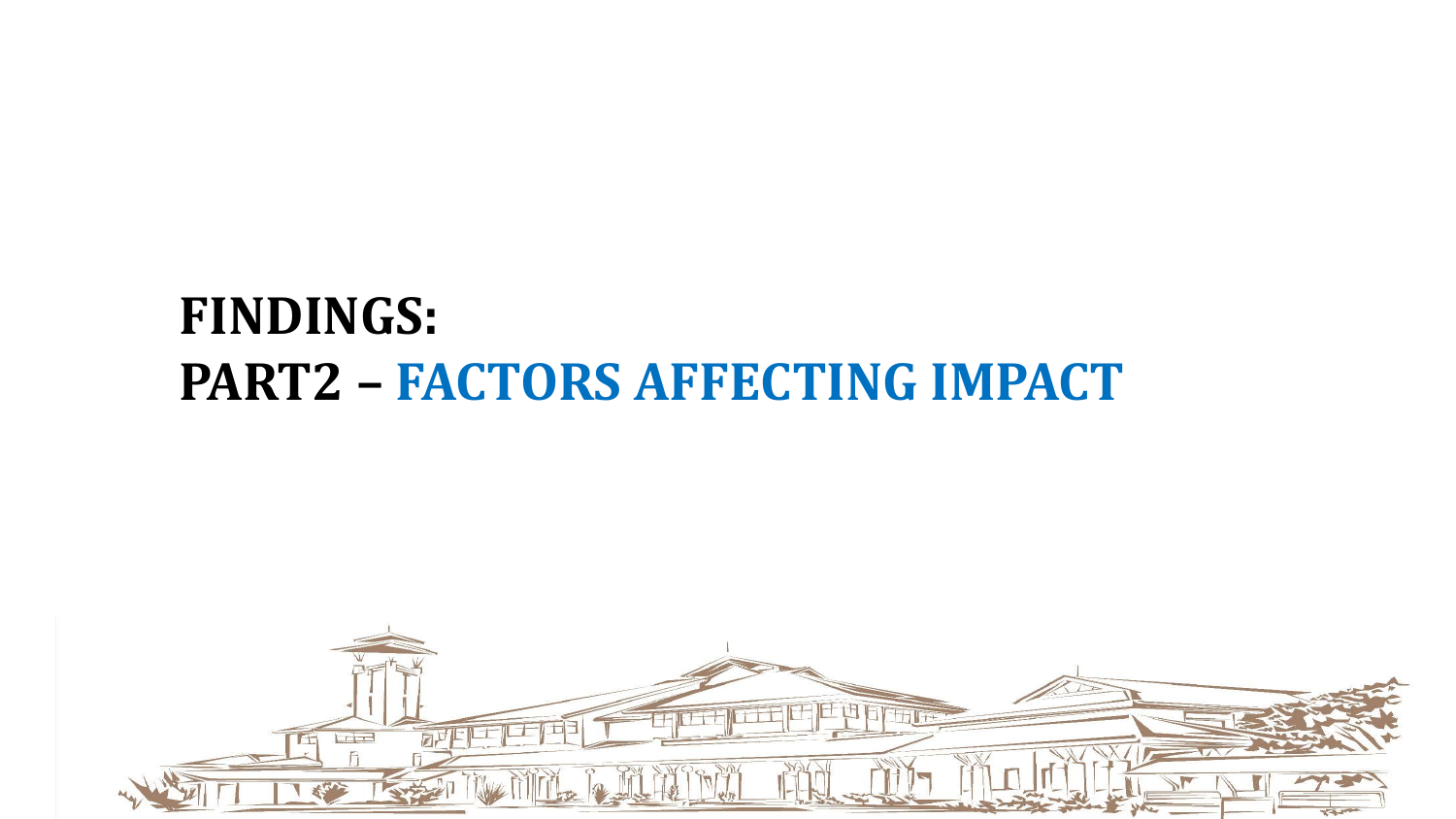# FINDINGS:
# PART2 – FACTORS AFFECTING IMPACT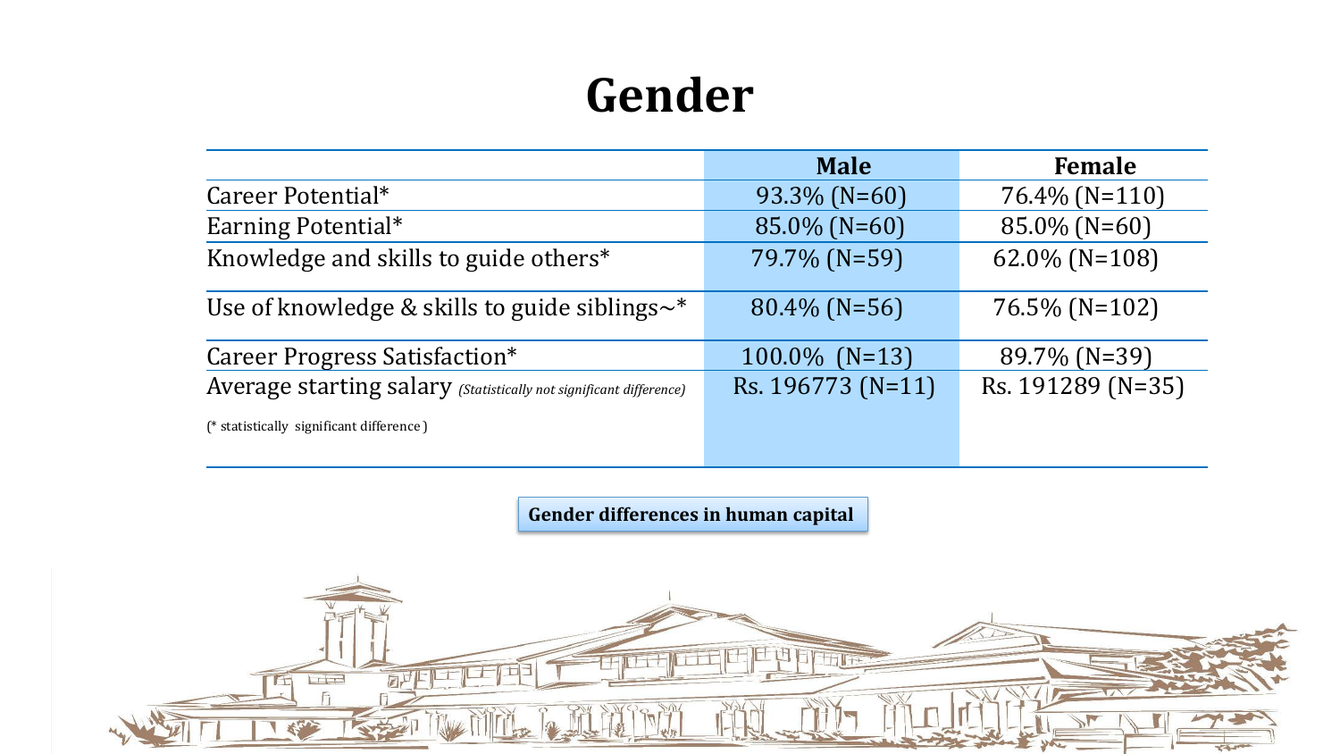# Gender

| | Male | Female |
|---|---|---|
| Career Potential* | 93.3% (N=60) | 76.4% (N=110) |
| Earning Potential* | 85.0% (N=60) | 85.0% (N=60) |
| Knowledge and skills to guide others* | 79.7% (N=59) | 62.0% (N=108) |
| Use of knowledge & skills to guide siblings~* | 80.4% (N=56) | 76.5% (N=102) |
| Career Progress Satisfaction* | 100.0% (N=13) | 89.7% (N=39) |
| Average starting salary *(Statistically not significant difference)* | Rs. 196773 (N=11) | Rs. 191289 (N=35) |

(* statistically significant difference )

**Gender differences in human capital**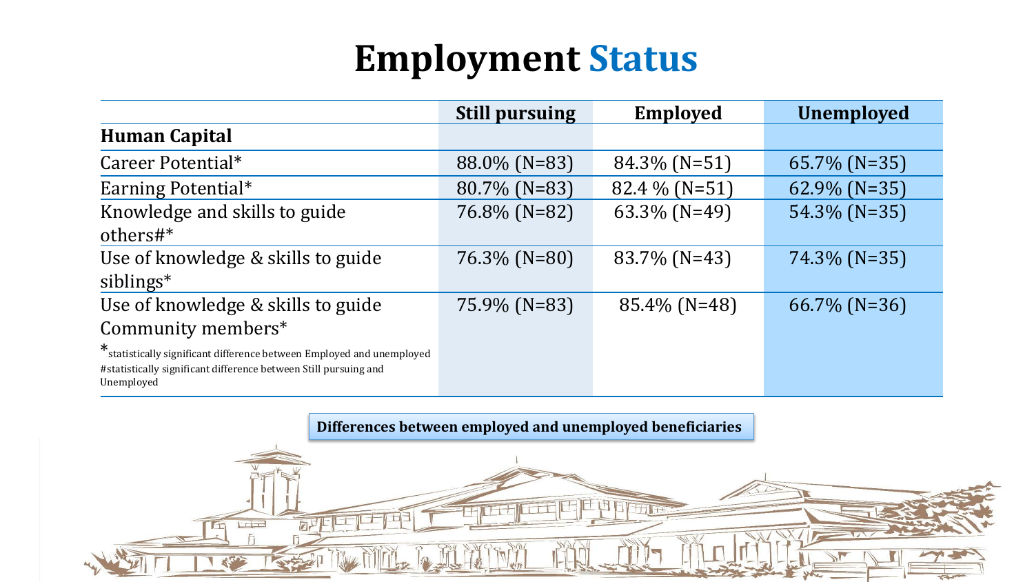# Employment Status

| | Still pursuing | Employed | Unemployed |
|---|---|---|---|
| **Human Capital** | | | |
| Career Potential* | 88.0% (N=83) | 84.3% (N=51) | 65.7% (N=35) |
| Earning Potential* | 80.7% (N=83) | 82.4 % (N=51) | 62.9% (N=35) |
| Knowledge and skills to guide others#* | 76.8% (N=82) | 63.3% (N=49) | 54.3% (N=35) |
| Use of knowledge & skills to guide siblings* | 76.3% (N=80) | 83.7% (N=43) | 74.3% (N=35) |
| Use of knowledge & skills to guide Community members* | 75.9% (N=83) | 85.4% (N=48) | 66.7% (N=36) |

*statistically significant difference between Employed and unemployed
#statistically significant difference between Still pursuing and Unemployed

**Differences between employed and unemployed beneficiaries**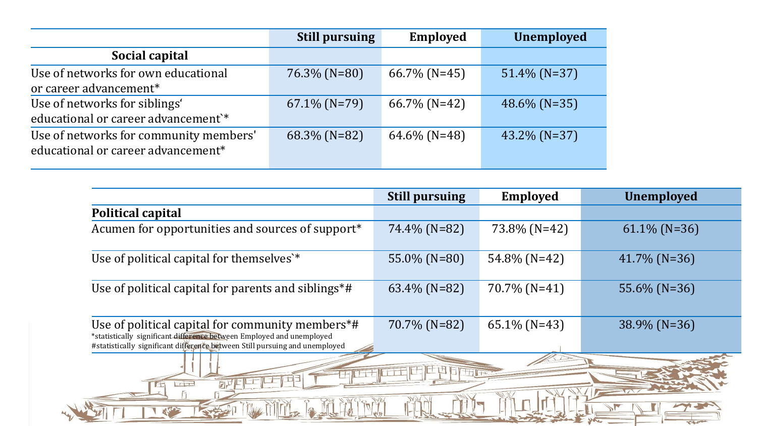| | Still pursuing | Employed | Unemployed |
|---|---|---|---|
| **Social capital** | | | |
| Use of networks for own educational or career advancement* | 76.3% (N=80) | 66.7% (N=45) | 51.4% (N=37) |
| Use of networks for siblings' educational or career advancement`* | 67.1% (N=79) | 66.7% (N=42) | 48.6% (N=35) |
| Use of networks for community members' educational or career advancement* | 68.3% (N=82) | 64.6% (N=48) | 43.2% (N=37) |

| | Still pursuing | Employed | Unemployed |
|---|---|---|---|
| **Political capital** | | | |
| Acumen for opportunities and sources of support* | 74.4% (N=82) | 73.8% (N=42) | 61.1% (N=36) |
| Use of political capital for themselves`* | 55.0% (N=80) | 54.8% (N=42) | 41.7% (N=36) |
| Use of political capital for parents and siblings*# | 63.4% (N=82) | 70.7% (N=41) | 55.6% (N=36) |
| Use of political capital for community members*# | 70.7% (N=82) | 65.1% (N=43) | 38.9% (N=36) |

*statistically significant difference between Employed and unemployed

#statistically significant difference between Still pursuing and unemployed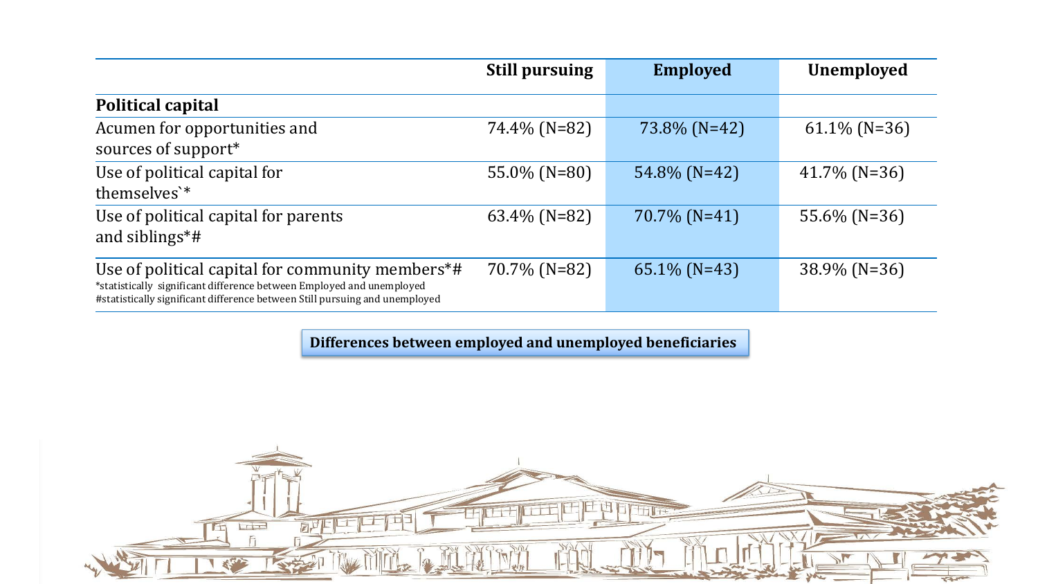| | Still pursuing | Employed | Unemployed |
|---|---|---|---|
| **Political capital** | | | |
| Acumen for opportunities and sources of support* | 74.4% (N=82) | 73.8% (N=42) | 61.1% (N=36) |
| Use of political capital for themselves`* | 55.0% (N=80) | 54.8% (N=42) | 41.7% (N=36) |
| Use of political capital for parents and siblings*# | 63.4% (N=82) | 70.7% (N=41) | 55.6% (N=36) |
| Use of political capital for community members*# | 70.7% (N=82) | 65.1% (N=43) | 38.9% (N=36) |

*statistically significant difference between Employed and unemployed
#statistically significant difference between Still pursuing and unemployed

**Differences between employed and unemployed beneficiaries**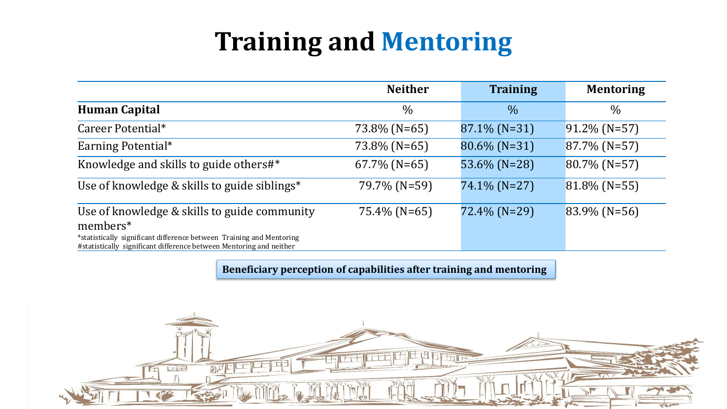# Training and Mentoring

| | Neither | Training | Mentoring |
|---|---|---|---|
| **Human Capital** | % | % | % |
| Career Potential* | 73.8% (N=65) | 87.1% (N=31) | 91.2% (N=57) |
| Earning Potential* | 73.8% (N=65) | 80.6% (N=31) | 87.7% (N=57) |
| Knowledge and skills to guide others#* | 67.7% (N=65) | 53.6% (N=28) | 80.7% (N=57) |
| Use of knowledge & skills to guide siblings* | 79.7% (N=59) | 74.1% (N=27) | 81.8% (N=55) |
| Use of knowledge & skills to guide community members* | 75.4% (N=65) | 72.4% (N=29) | 83.9% (N=56) |

*statistically significant difference between Training and Mentoring
#statistically significant difference between Mentoring and neither

**Beneficiary perception of capabilities after training and mentoring**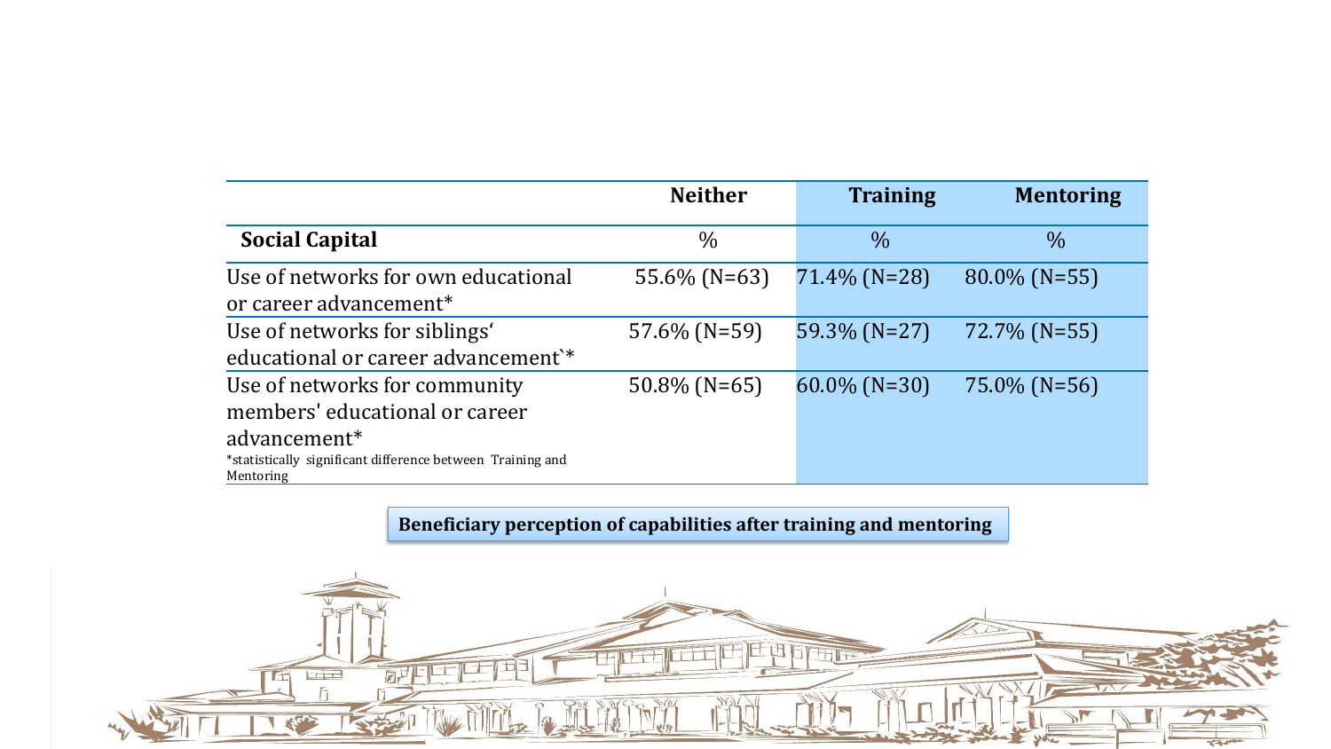| | Neither | Training | Mentoring |
|---|---|---|---|
| **Social Capital** | % | % | % |
| Use of networks for own educational or career advancement* | 55.6% (N=63) | 71.4% (N=28) | 80.0% (N=55) |
| Use of networks for siblings‘ educational or career advancement`* | 57.6% (N=59) | 59.3% (N=27) | 72.7% (N=55) |
| Use of networks for community members' educational or career advancement* | 50.8% (N=65) | 60.0% (N=30) | 75.0% (N=56) |

*statistically significant difference between Training and Mentoring

**Beneficiary perception of capabilities after training and mentoring**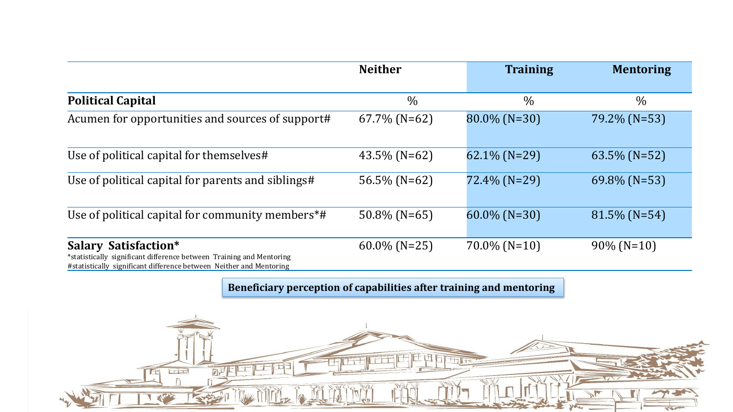| | Neither | Training | Mentoring |
|---|---|---|---|
| **Political Capital** | % | % | % |
| Acumen for opportunities and sources of support# | 67.7% (N=62) | 80.0% (N=30) | 79.2% (N=53) |
| Use of political capital for themselves# | 43.5% (N=62) | 62.1% (N=29) | 63.5% (N=52) |
| Use of political capital for parents and siblings# | 56.5% (N=62) | 72.4% (N=29) | 69.8% (N=53) |
| Use of political capital for community members*# | 50.8% (N=65) | 60.0% (N=30) | 81.5% (N=54) |
| **Salary Satisfaction*** | 60.0% (N=25) | 70.0% (N=10) | 90% (N=10) |

*statistically significant difference between Training and Mentoring
#statistically significant difference between Neither and Mentoring

**Beneficiary perception of capabilities after training and mentoring**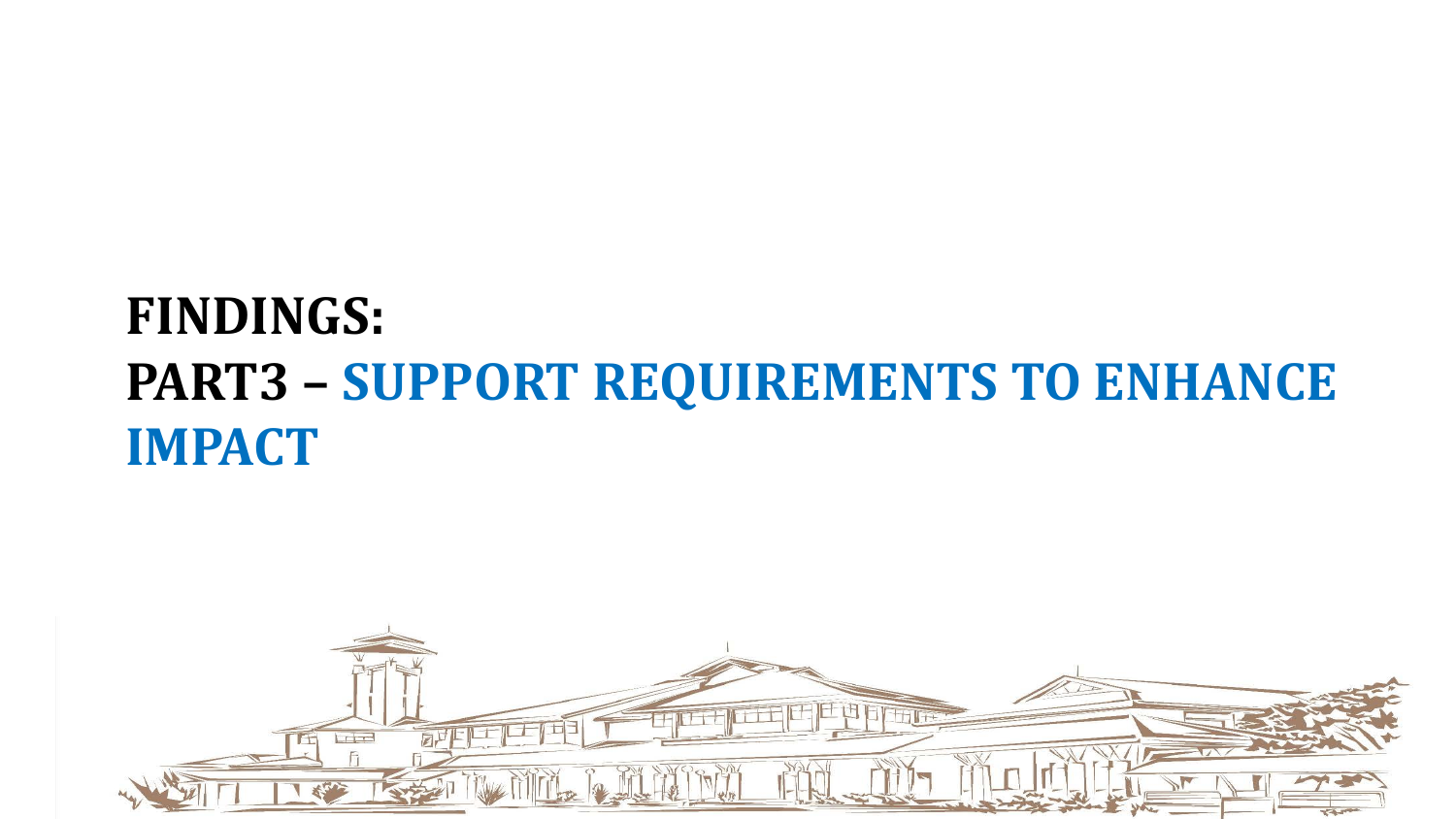# FINDINGS:

# PART3 – SUPPORT REQUIREMENTS TO ENHANCE IMPACT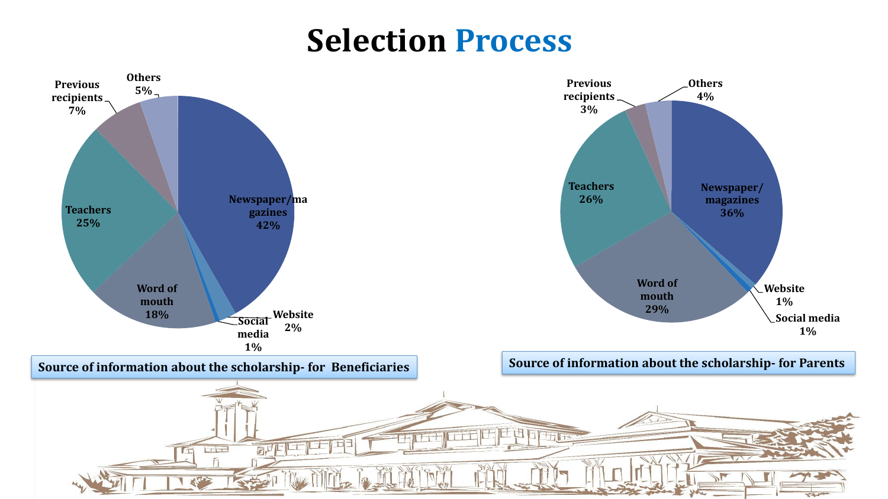# Selection Process

| Source | Percentage |
| --- | --- |
| Newspaper/magazines | 42% |
| Website | 2% |
| Social media | 1% |
| Word of mouth | 18% |
| Teachers | 25% |
| Previous recipients | 7% |
| Others | 5% |

Source of information about the scholarship- for Beneficiaries

| Source | Percentage |
| --- | --- |
| Newspaper/ magazines | 36% |
| Website | 1% |
| Social media | 1% |
| Word of mouth | 29% |
| Teachers | 26% |
| Previous recipients | 3% |
| Others | 4% |

Source of information about the scholarship- for Parents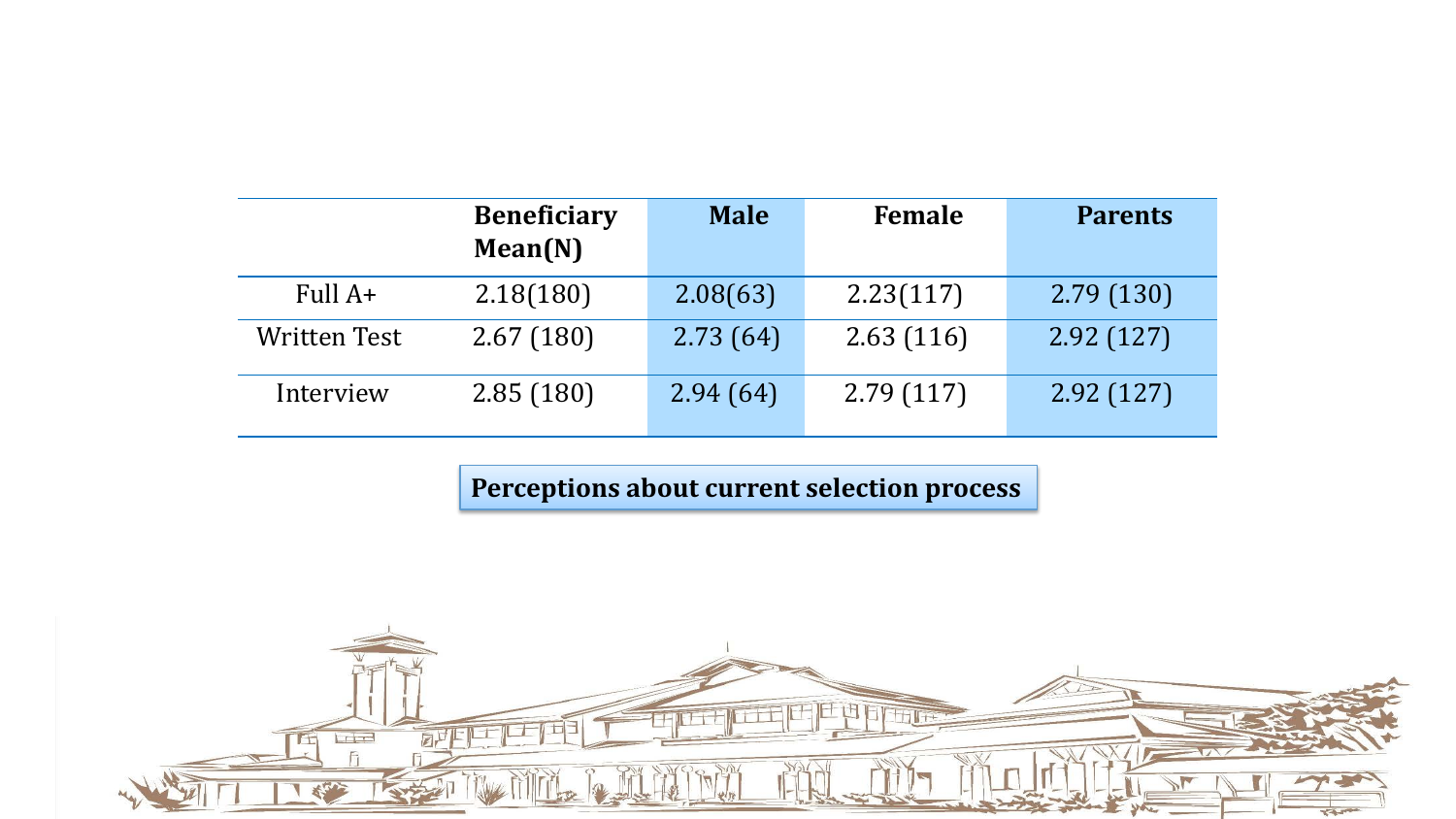| | Beneficiary Mean(N) | Male | Female | Parents |
|---|---|---|---|---|
| Full A+ | 2.18(180) | 2.08(63) | 2.23(117) | 2.79 (130) |
| Written Test | 2.67 (180) | 2.73 (64) | 2.63 (116) | 2.92 (127) |
| Interview | 2.85 (180) | 2.94 (64) | 2.79 (117) | 2.92 (127) |

**Perceptions about current selection process**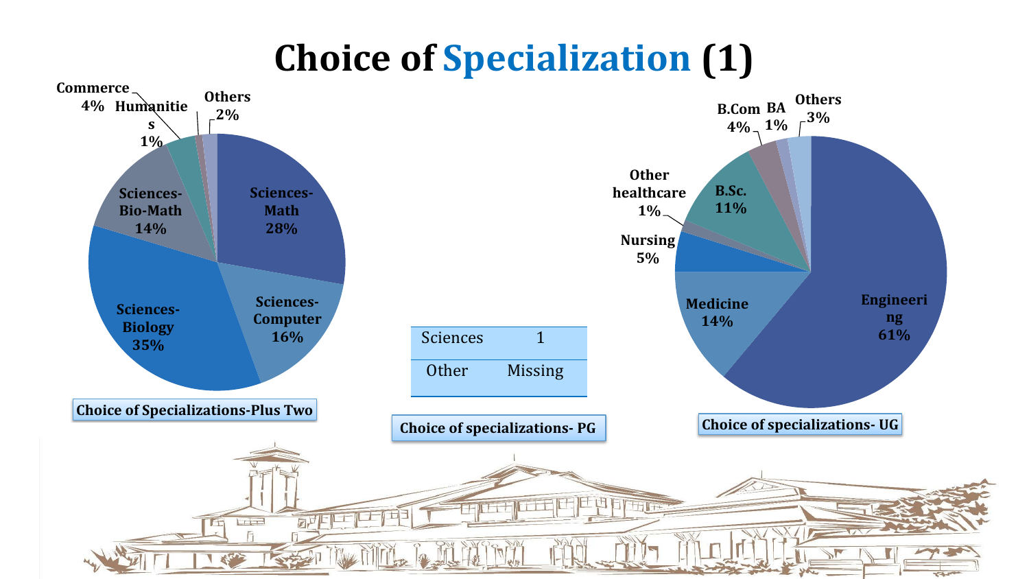# Choice of Specialization (1)

Commerce 4%

Humanities 1%

Others 2%

Sciences-Math 28%

Sciences-Computer 16%

Sciences-Biology 35%

Sciences-Bio-Math 14%

**Choice of Specializations-Plus Two**

| Sciences | 1 |
|---|---|
| Other | Missing |

**Choice of specializations- PG**

B.Com 4%

BA 1%

Others 3%

Other healthcare 1%

B.Sc. 11%

Nursing 5%

Medicine 14%

Engineering 61%

**Choice of specializations- UG**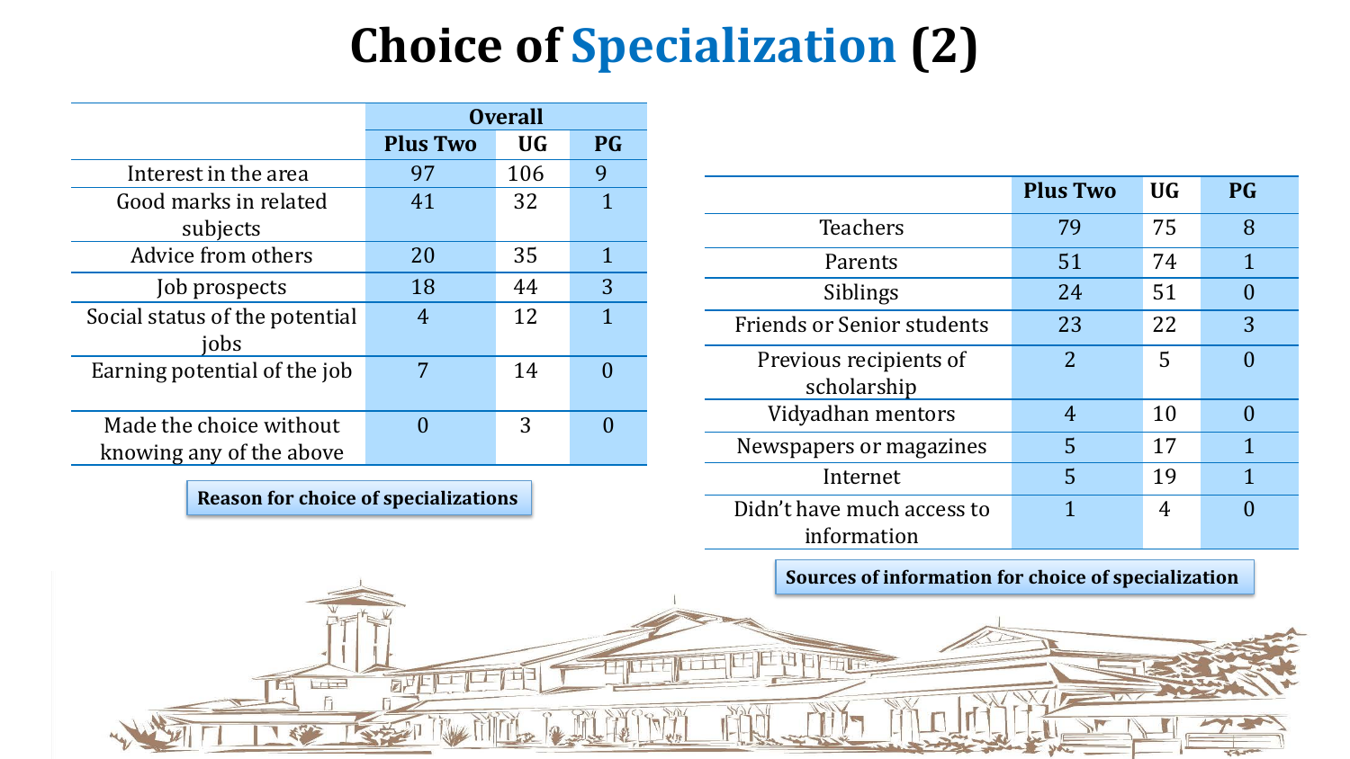# Choice of Specialization (2)

| | Overall | | |
|---|---|---|---|
| | Plus Two | UG | PG |
| Interest in the area | 97 | 106 | 9 |
| Good marks in related subjects | 41 | 32 | 1 |
| Advice from others | 20 | 35 | 1 |
| Job prospects | 18 | 44 | 3 |
| Social status of the potential jobs | 4 | 12 | 1 |
| Earning potential of the job | 7 | 14 | 0 |
| Made the choice without knowing any of the above | 0 | 3 | 0 |

**Reason for choice of specializations**

| | Plus Two | UG | PG |
|---|---|---|---|
| Teachers | 79 | 75 | 8 |
| Parents | 51 | 74 | 1 |
| Siblings | 24 | 51 | 0 |
| Friends or Senior students | 23 | 22 | 3 |
| Previous recipients of scholarship | 2 | 5 | 0 |
| Vidyadhan mentors | 4 | 10 | 0 |
| Newspapers or magazines | 5 | 17 | 1 |
| Internet | 5 | 19 | 1 |
| Didn't have much access to information | 1 | 4 | 0 |

**Sources of information for choice of specialization**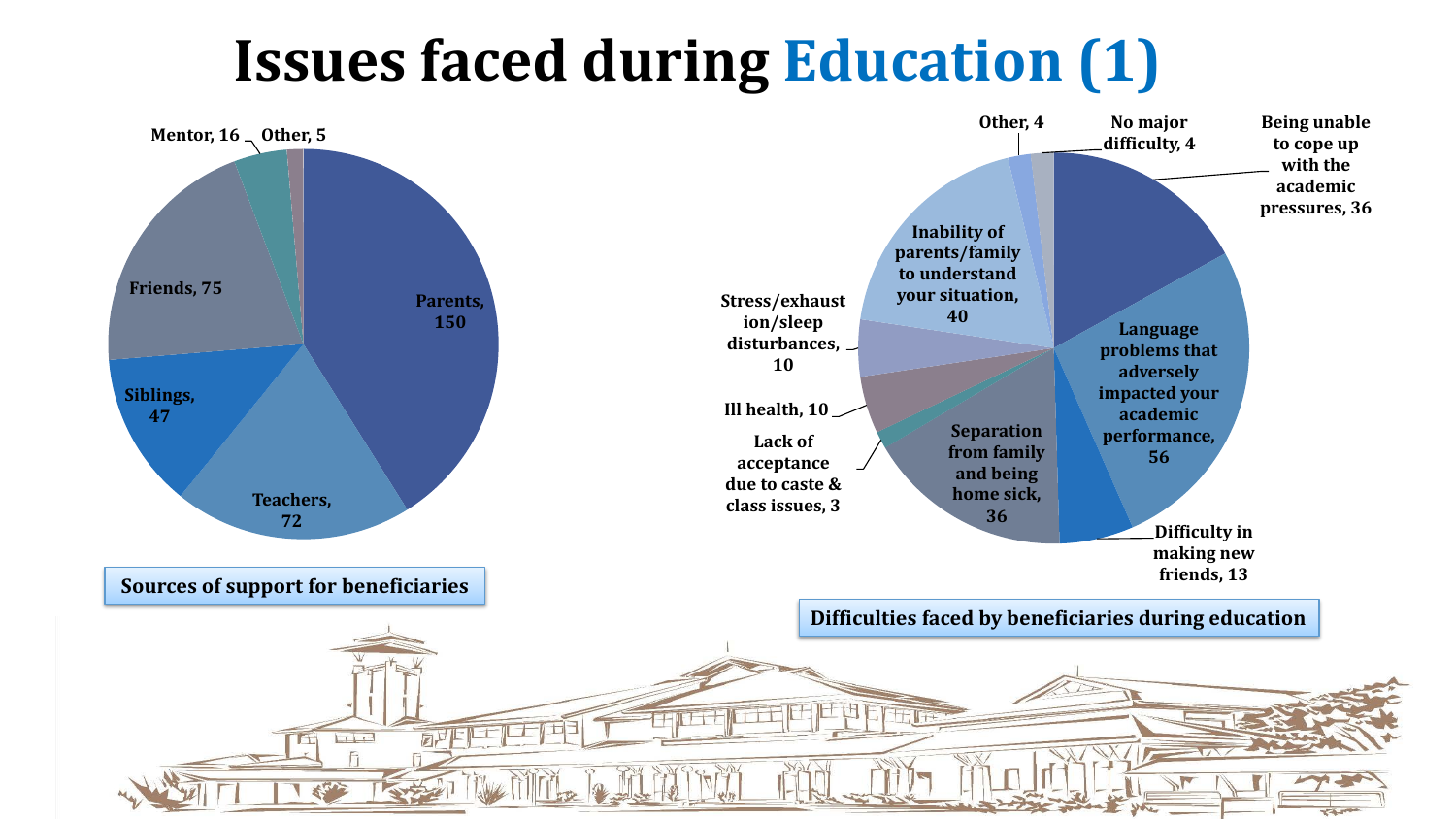# Issues faced during Education (1)

**Sources of support for beneficiaries**

| Source | Count |
| --- | --- |
| Parents | 150 |
| Teachers | 72 |
| Siblings | 47 |
| Friends | 75 |
| Mentor | 16 |
| Other | 5 |

**Difficulties faced by beneficiaries during education**

| Difficulty | Count |
| --- | --- |
| Being unable to cope up with the academic pressures | 36 |
| Language problems that adversely impacted your academic performance | 56 |
| Difficulty in making new friends | 13 |
| Separation from family and being home sick | 36 |
| Lack of acceptance due to caste & class issues | 3 |
| Ill health | 10 |
| Stress/exhaustion/sleep disturbances | 10 |
| Inability of parents/family to understand your situation | 40 |
| Other | 4 |
| No major difficulty | 4 |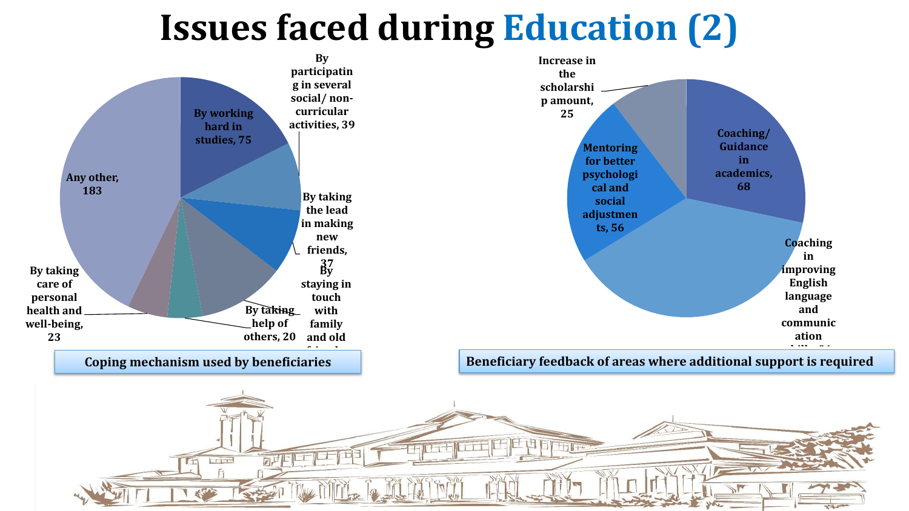# Issues faced during Education (2)

**Coping mechanism used by beneficiaries**

| Coping mechanism | Count |
| --- | --- |
| By working hard in studies | 75 |
| By participating in several social/ non-curricular activities | 39 |
| By taking the lead in making new friends | 37 |
| By staying in touch with family and old friends | |
| By taking help of others | 20 |
| By taking care of personal health and well-being | 23 |
| Any other | 183 |

**Beneficiary feedback of areas where additional support is required**

| Area | Count |
| --- | --- |
| Coaching/ Guidance in academics | 68 |
| Coaching in improving English language and communication skills | |
| Mentoring for better psychological and social adjustments | 56 |
| Increase in the scholarship amount | 25 |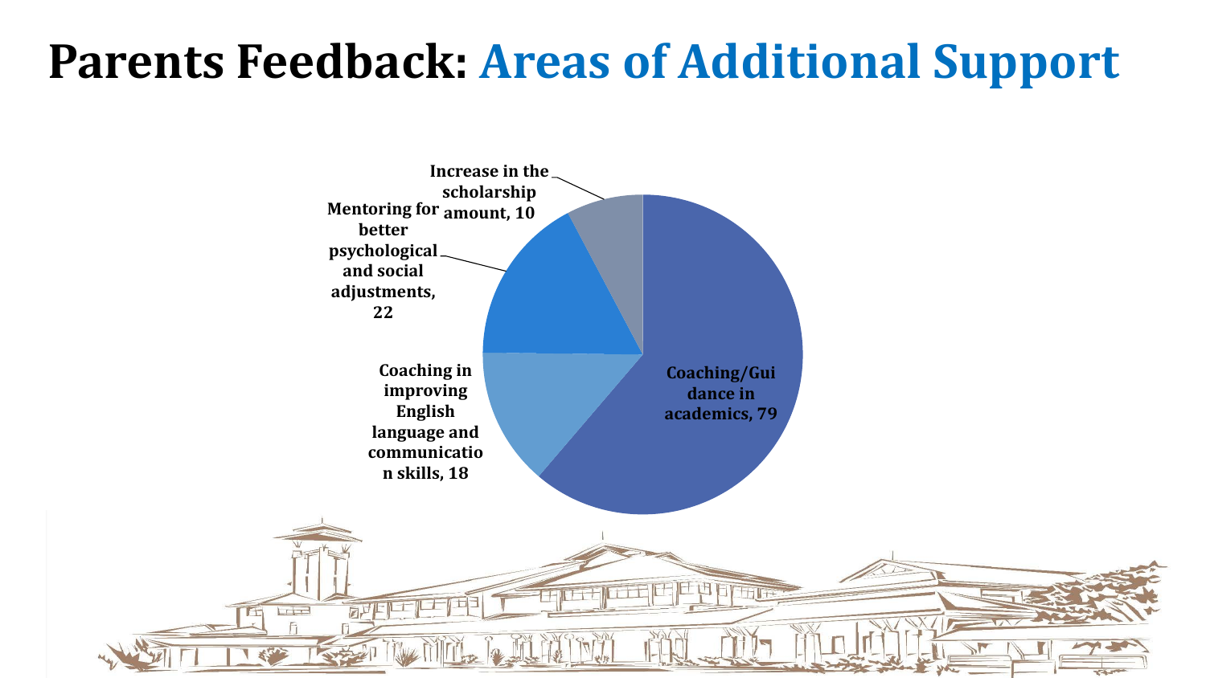# Parents Feedback: Areas of Additional Support

- Coaching/Guidance in academics, 79
- Coaching in improving English language and communication skills, 18
- Mentoring for better psychological and social adjustments, 22
- Increase in the scholarship amount, 10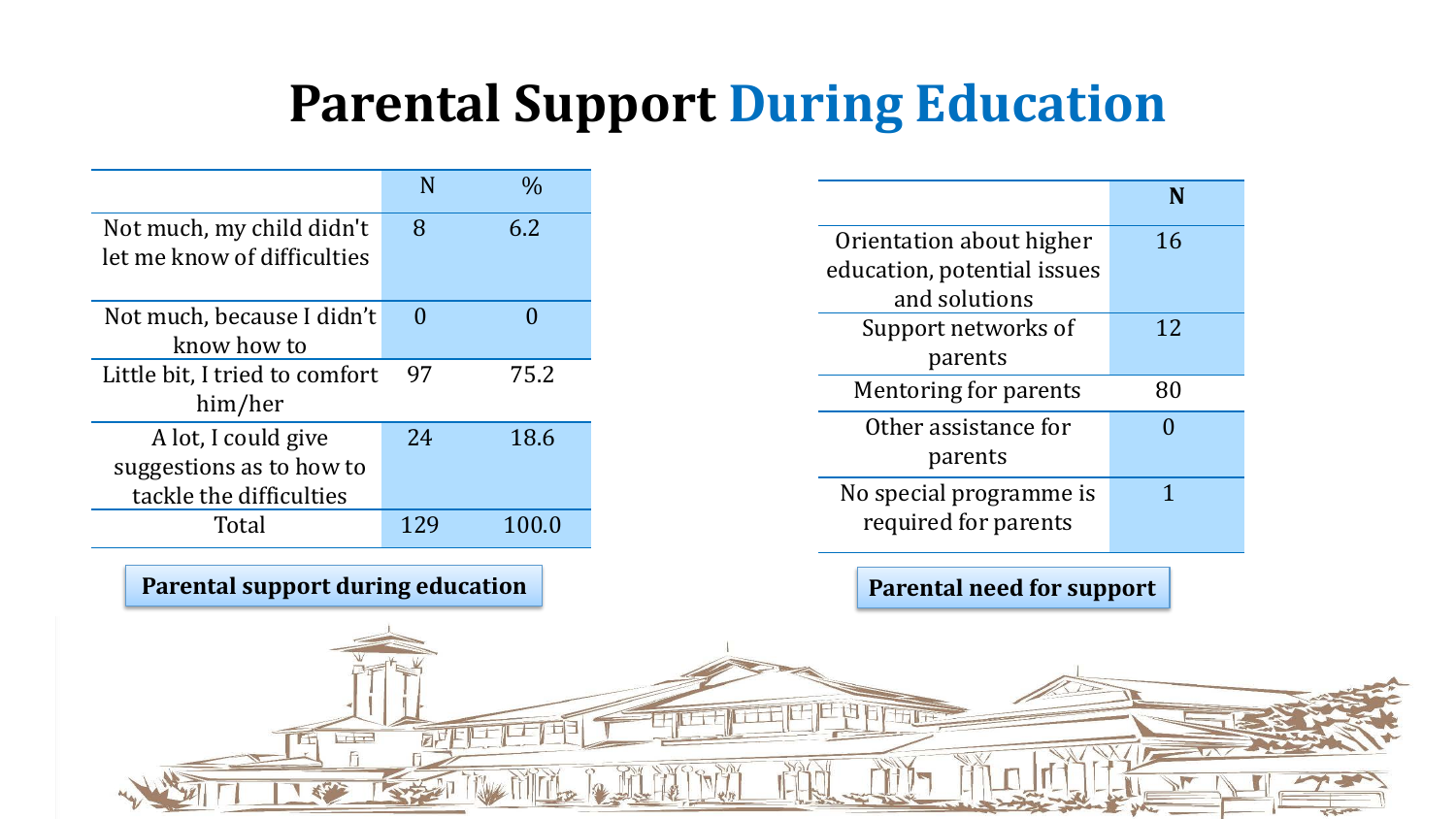# Parental Support During Education

| | N | % |
|---|---|---|
| Not much, my child didn't let me know of difficulties | 8 | 6.2 |
| Not much, because I didn't know how to | 0 | 0 |
| Little bit, I tried to comfort him/her | 97 | 75.2 |
| A lot, I could give suggestions as to how to tackle the difficulties | 24 | 18.6 |
| Total | 129 | 100.0 |

**Parental support during education**

| | N |
|---|---|
| Orientation about higher education, potential issues and solutions | 16 |
| Support networks of parents | 12 |
| Mentoring for parents | 80 |
| Other assistance for parents | 0 |
| No special programme is required for parents | 1 |

**Parental need for support**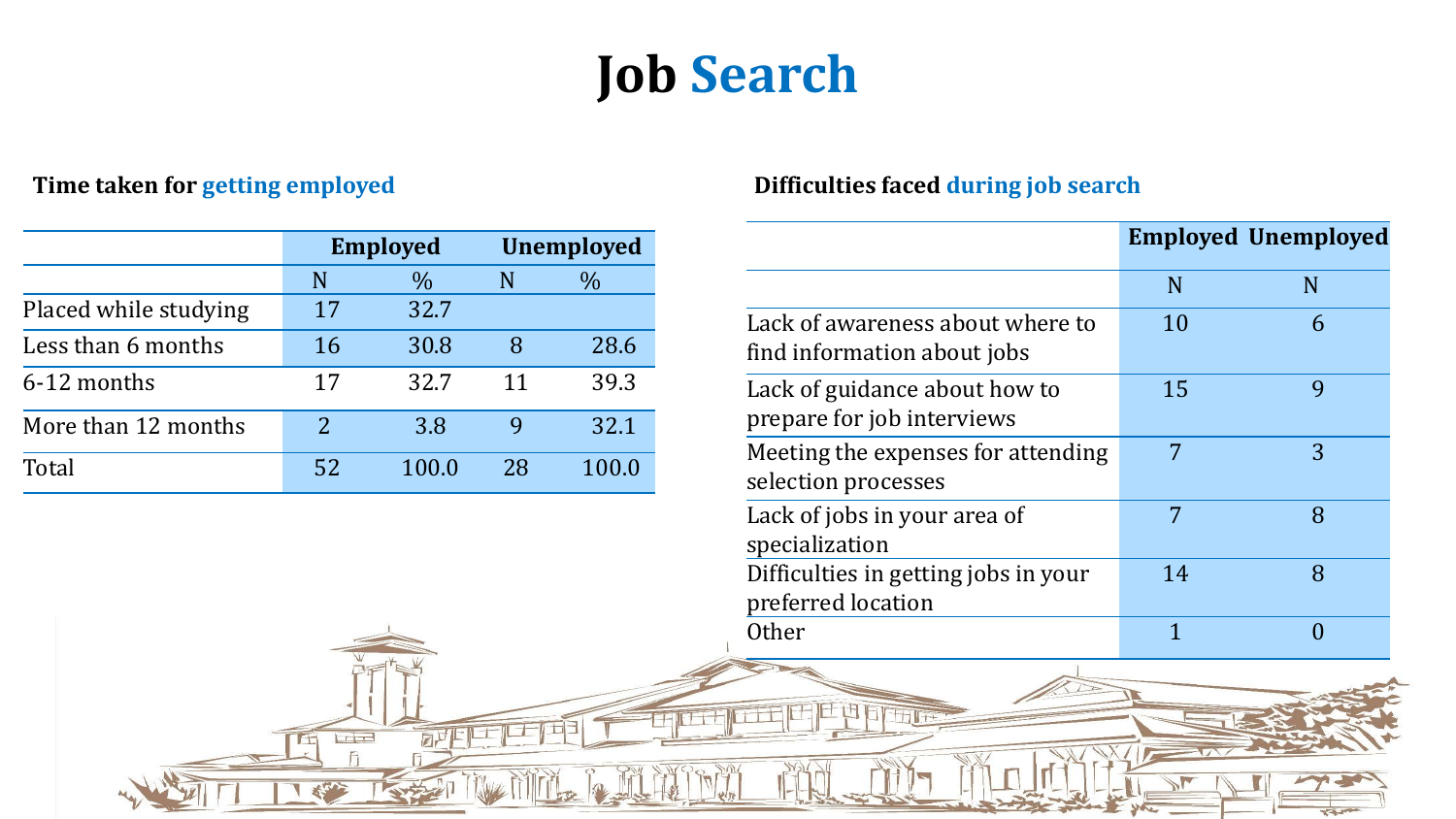# Job Search

### Time taken for getting employed

| | Employed | | Unemployed | |
|---|---|---|---|---|
| | N | % | N | % |
| Placed while studying | 17 | 32.7 | | |
| Less than 6 months | 16 | 30.8 | 8 | 28.6 |
| 6-12 months | 17 | 32.7 | 11 | 39.3 |
| More than 12 months | 2 | 3.8 | 9 | 32.1 |
| Total | 52 | 100.0 | 28 | 100.0 |

### Difficulties faced during job search

| | Employed | Unemployed |
|---|---|---|
| | N | N |
| Lack of awareness about where to find information about jobs | 10 | 6 |
| Lack of guidance about how to prepare for job interviews | 15 | 9 |
| Meeting the expenses for attending selection processes | 7 | 3 |
| Lack of jobs in your area of specialization | 7 | 8 |
| Difficulties in getting jobs in your preferred location | 14 | 8 |
| Other | 1 | 0 |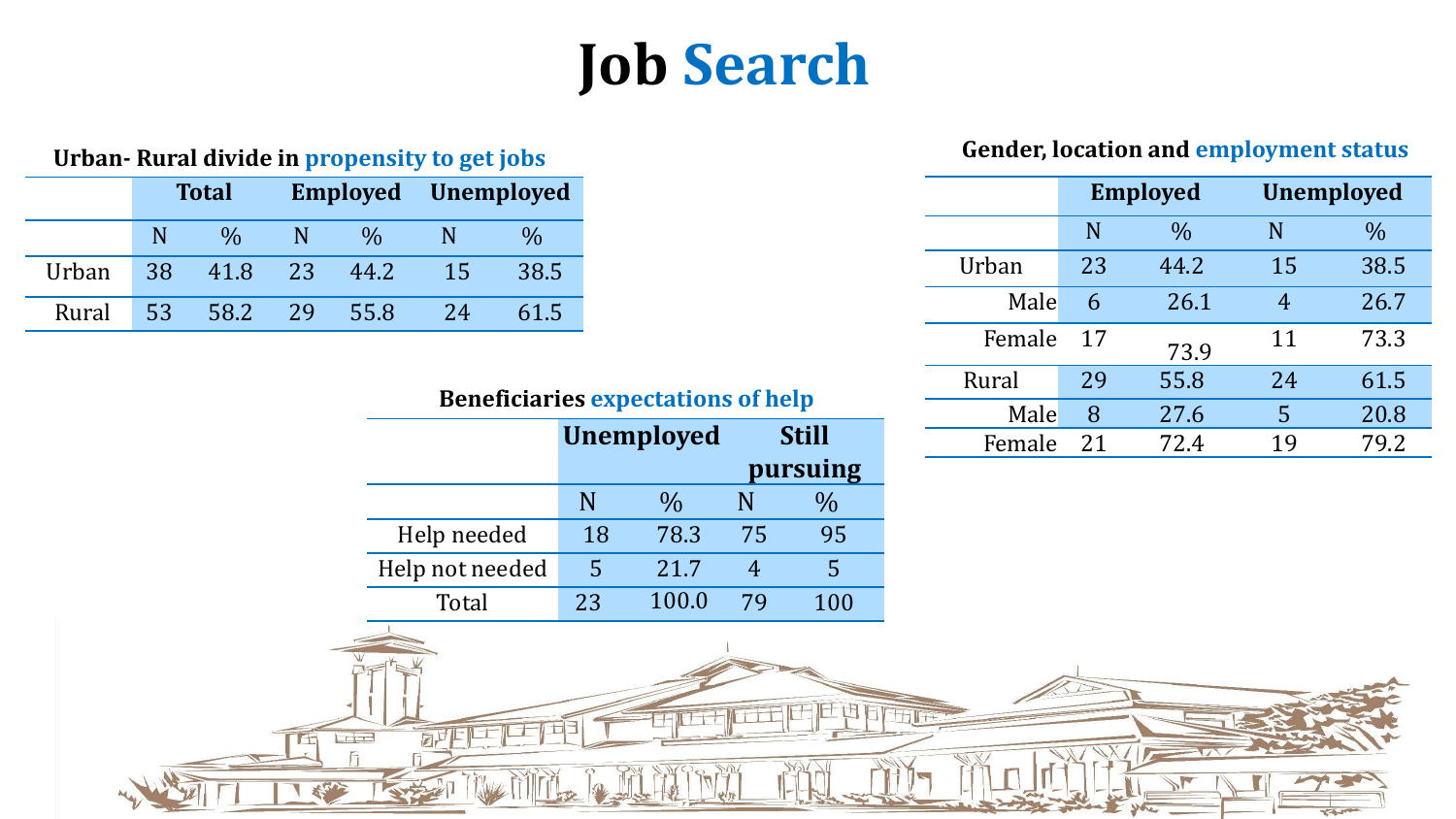# Job Search

**Urban- Rural divide in propensity to get jobs**

| | Total | | Employed | | Unemployed | |
|---|---|---|---|---|---|---|
| | N | % | N | % | N | % |
| Urban | 38 | 41.8 | 23 | 44.2 | 15 | 38.5 |
| Rural | 53 | 58.2 | 29 | 55.8 | 24 | 61.5 |

**Gender, location and employment status**

| | Employed | | Unemployed | |
|---|---|---|---|---|
| | N | % | N | % |
| Urban | 23 | 44.2 | 15 | 38.5 |
| Male | 6 | 26.1 | 4 | 26.7 |
| Female | 17 | 73.9 | 11 | 73.3 |
| Rural | 29 | 55.8 | 24 | 61.5 |
| Male | 8 | 27.6 | 5 | 20.8 |
| Female | 21 | 72.4 | 19 | 79.2 |

**Beneficiaries expectations of help**

| | Unemployed | | Still pursuing | |
|---|---|---|---|---|
| | N | % | N | % |
| Help needed | 18 | 78.3 | 75 | 95 |
| Help not needed | 5 | 21.7 | 4 | 5 |
| Total | 23 | 100.0 | 79 | 100 |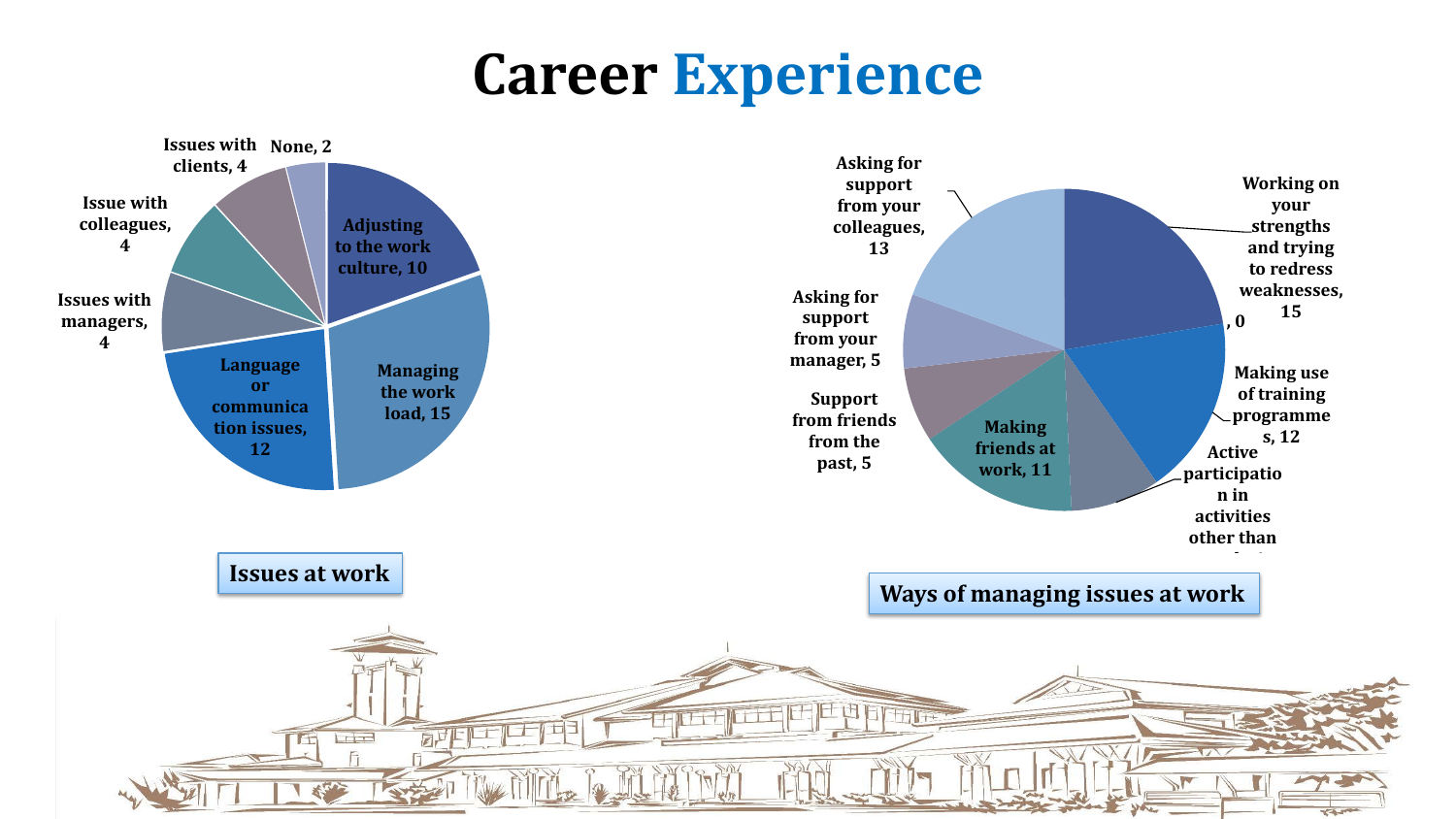# Career Experience

**Issues at work**

- Adjusting to the work culture, 10
- Managing the work load, 15
- Language or communication issues, 12
- Issues with managers, 4
- Issue with colleagues, 4
- Issues with clients, 4
- None, 2

**Ways of managing issues at work**

- Working on your strengths and trying to redress weaknesses, 15
- , 0
- Making use of training programmes, 12
- Active participation in activities other than
- Making friends at work, 11
- Support from friends from the past, 5
- Asking for support from your manager, 5
- Asking for support from your colleagues, 13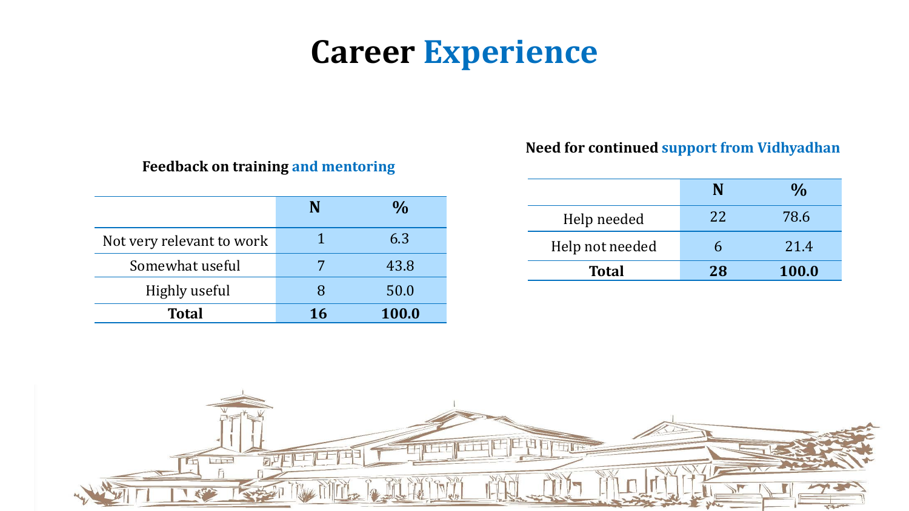# Career Experience

**Feedback on training and mentoring**

| | N | % |
|---|---|---|
| Not very relevant to work | 1 | 6.3 |
| Somewhat useful | 7 | 43.8 |
| Highly useful | 8 | 50.0 |
| **Total** | **16** | **100.0** |

**Need for continued support from Vidhyadhan**

| | N | % |
|---|---|---|
| Help needed | 22 | 78.6 |
| Help not needed | 6 | 21.4 |
| **Total** | **28** | **100.0** |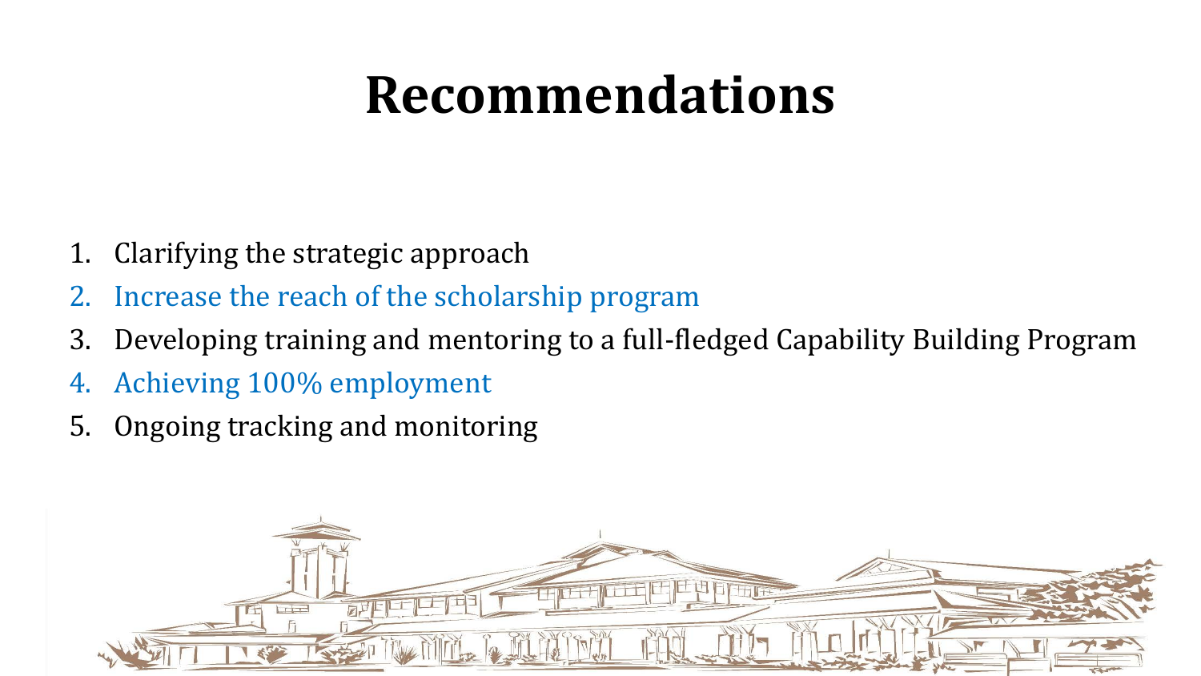# Recommendations

1. Clarifying the strategic approach
2. Increase the reach of the scholarship program
3. Developing training and mentoring to a full-fledged Capability Building Program
4. Achieving 100% employment
5. Ongoing tracking and monitoring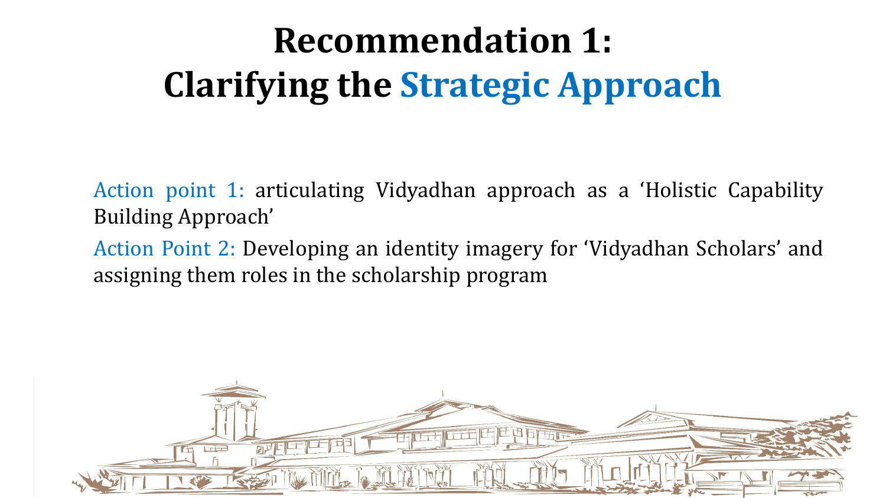# Recommendation 1: Clarifying the Strategic Approach

Action point 1: articulating Vidyadhan approach as a ‘Holistic Capability Building Approach’

Action Point 2: Developing an identity imagery for ‘Vidyadhan Scholars’ and assigning them roles in the scholarship program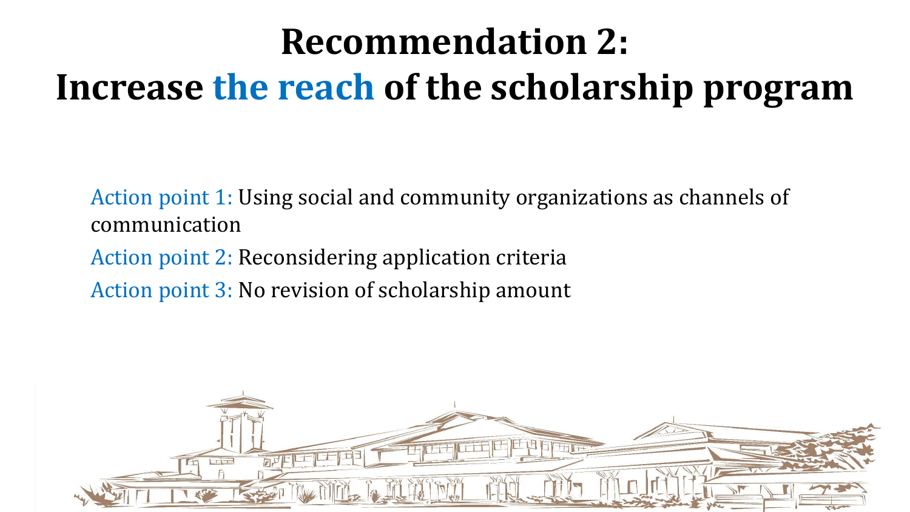# Recommendation 2:
# Increase the reach of the scholarship program

Action point 1: Using social and community organizations as channels of communication

Action point 2: Reconsidering application criteria

Action point 3: No revision of scholarship amount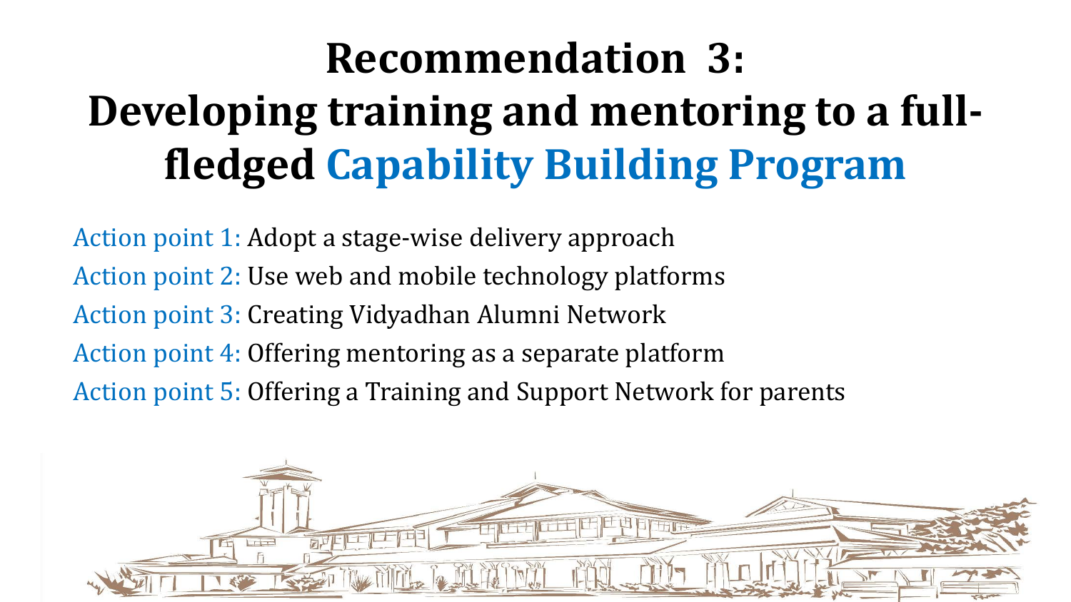# Recommendation 3: Developing training and mentoring to a full-fledged Capability Building Program

Action point 1: Adopt a stage-wise delivery approach

Action point 2: Use web and mobile technology platforms

Action point 3: Creating Vidyadhan Alumni Network

Action point 4: Offering mentoring as a separate platform

Action point 5: Offering a Training and Support Network for parents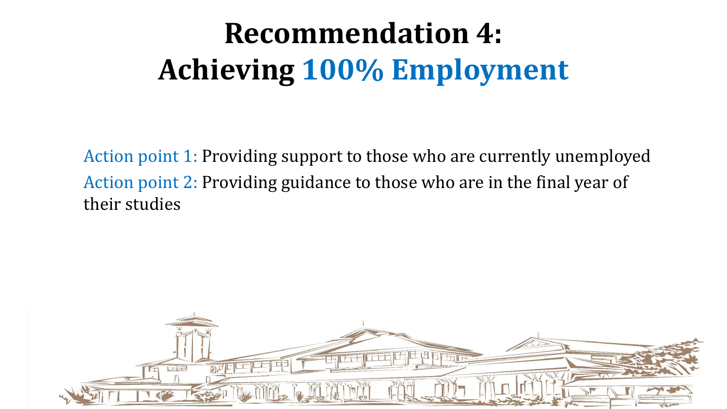# Recommendation 4: Achieving 100% Employment

Action point 1: Providing support to those who are currently unemployed

Action point 2: Providing guidance to those who are in the final year of their studies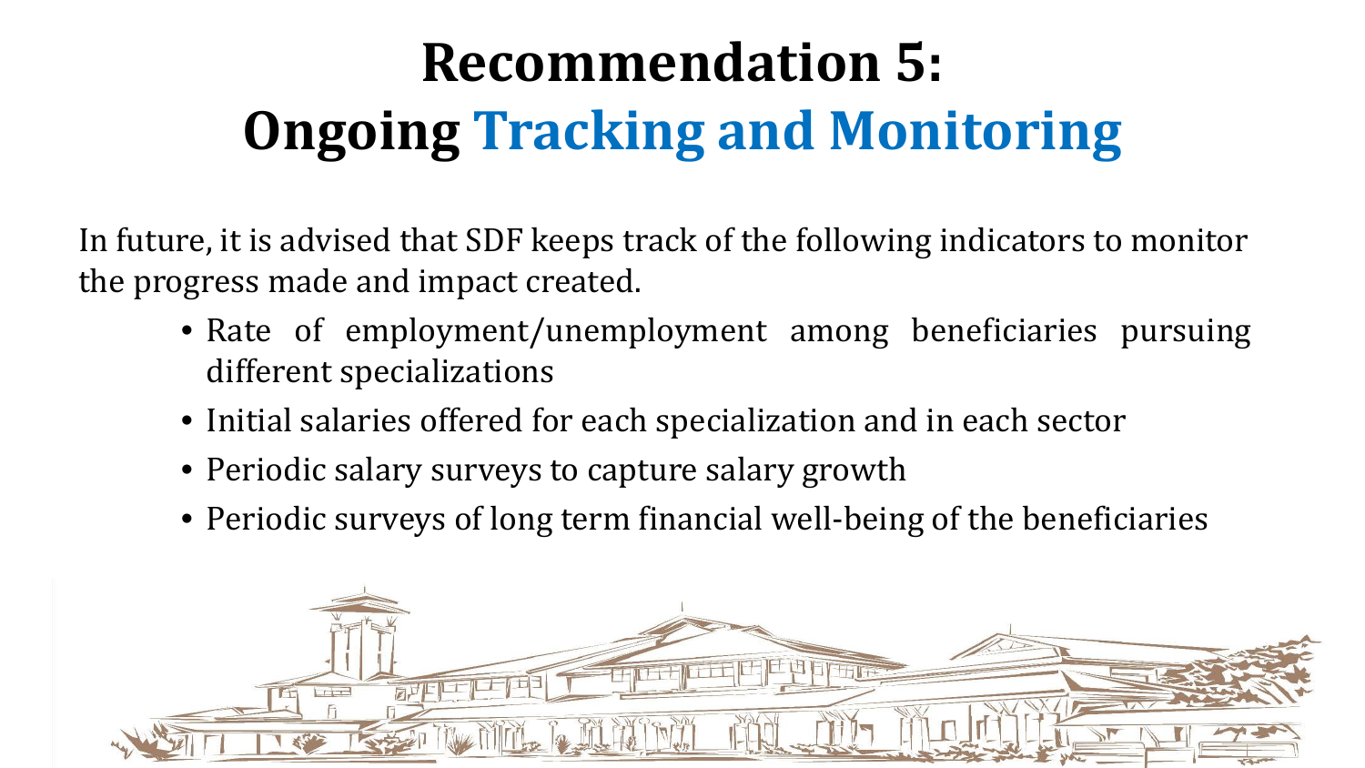# Recommendation 5:
# Ongoing Tracking and Monitoring

In future, it is advised that SDF keeps track of the following indicators to monitor the progress made and impact created.

- Rate of employment/unemployment among beneficiaries pursuing different specializations
- Initial salaries offered for each specialization and in each sector
- Periodic salary surveys to capture salary growth
- Periodic surveys of long term financial well-being of the beneficiaries